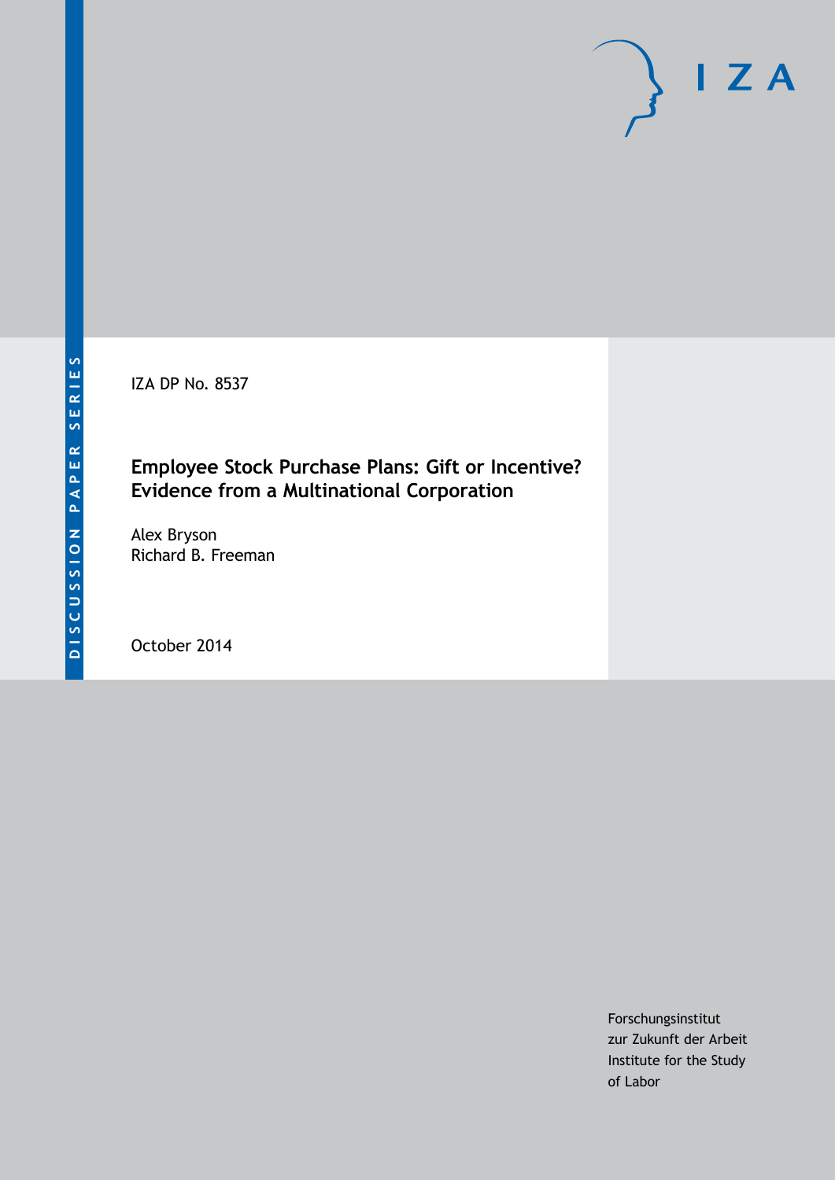DISCUSSION PAPER SERIES

IZA DP No. 8537

# Employee Stock Purchase Plans: Gift or Incentive? Evidence from a Multinational Corporation

Alex Bryson
Richard B. Freeman

October 2014

Forschungsinstitut
zur Zukunft der Arbeit
Institute for the Study
of Labor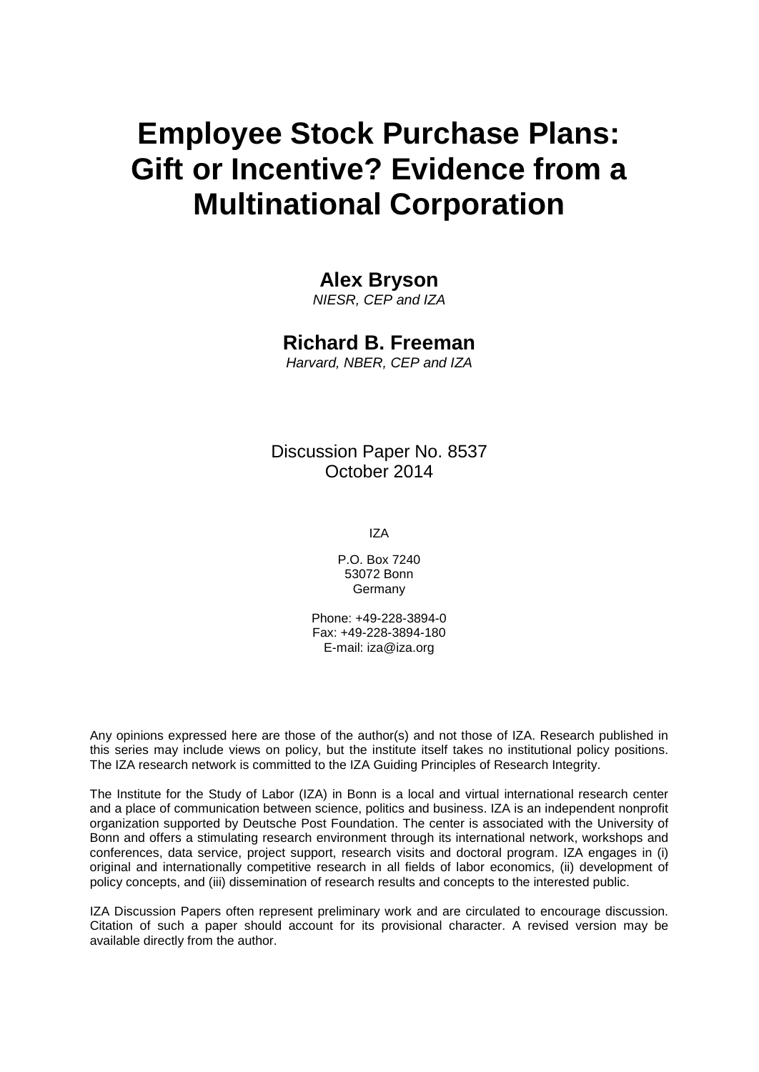# Employee Stock Purchase Plans: Gift or Incentive? Evidence from a Multinational Corporation

**Alex Bryson**
*NIESR, CEP and IZA*

**Richard B. Freeman**
*Harvard, NBER, CEP and IZA*

Discussion Paper No. 8537
October 2014

IZA

P.O. Box 7240
53072 Bonn
Germany

Phone: +49-228-3894-0
Fax: +49-228-3894-180
E-mail: iza@iza.org

Any opinions expressed here are those of the author(s) and not those of IZA. Research published in this series may include views on policy, but the institute itself takes no institutional policy positions. The IZA research network is committed to the IZA Guiding Principles of Research Integrity.

The Institute for the Study of Labor (IZA) in Bonn is a local and virtual international research center and a place of communication between science, politics and business. IZA is an independent nonprofit organization supported by Deutsche Post Foundation. The center is associated with the University of Bonn and offers a stimulating research environment through its international network, workshops and conferences, data service, project support, research visits and doctoral program. IZA engages in (i) original and internationally competitive research in all fields of labor economics, (ii) development of policy concepts, and (iii) dissemination of research results and concepts to the interested public.

IZA Discussion Papers often represent preliminary work and are circulated to encourage discussion. Citation of such a paper should account for its provisional character. A revised version may be available directly from the author.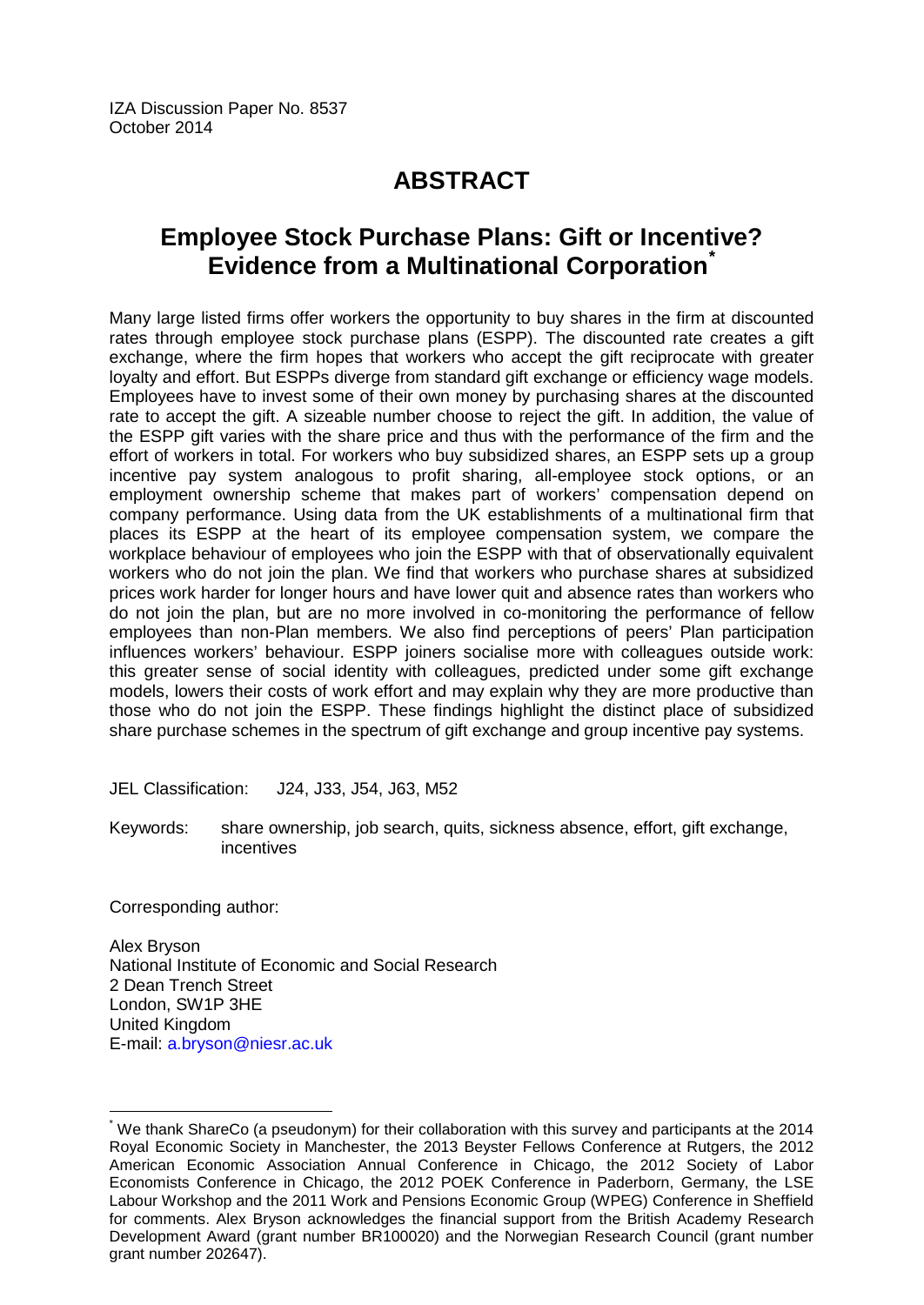IZA Discussion Paper No. 8537
October 2014

# ABSTRACT

## Employee Stock Purchase Plans: Gift or Incentive? Evidence from a Multinational Corporation[*]

Many large listed firms offer workers the opportunity to buy shares in the firm at discounted rates through employee stock purchase plans (ESPP). The discounted rate creates a gift exchange, where the firm hopes that workers who accept the gift reciprocate with greater loyalty and effort. But ESPPs diverge from standard gift exchange or efficiency wage models. Employees have to invest some of their own money by purchasing shares at the discounted rate to accept the gift. A sizeable number choose to reject the gift. In addition, the value of the ESPP gift varies with the share price and thus with the performance of the firm and the effort of workers in total. For workers who buy subsidized shares, an ESPP sets up a group incentive pay system analogous to profit sharing, all-employee stock options, or an employment ownership scheme that makes part of workers' compensation depend on company performance. Using data from the UK establishments of a multinational firm that places its ESPP at the heart of its employee compensation system, we compare the workplace behaviour of employees who join the ESPP with that of observationally equivalent workers who do not join the plan. We find that workers who purchase shares at subsidized prices work harder for longer hours and have lower quit and absence rates than workers who do not join the plan, but are no more involved in co-monitoring the performance of fellow employees than non-Plan members. We also find perceptions of peers' Plan participation influences workers' behaviour. ESPP joiners socialise more with colleagues outside work: this greater sense of social identity with colleagues, predicted under some gift exchange models, lowers their costs of work effort and may explain why they are more productive than those who do not join the ESPP. These findings highlight the distinct place of subsidized share purchase schemes in the spectrum of gift exchange and group incentive pay systems.

JEL Classification: J24, J33, J54, J63, M52

Keywords: share ownership, job search, quits, sickness absence, effort, gift exchange, incentives

Corresponding author:

Alex Bryson
National Institute of Economic and Social Research
2 Dean Trench Street
London, SW1P 3HE
United Kingdom
E-mail: a.bryson@niesr.ac.uk

[*] We thank ShareCo (a pseudonym) for their collaboration with this survey and participants at the 2014 Royal Economic Society in Manchester, the 2013 Beyster Fellows Conference at Rutgers, the 2012 American Economic Association Annual Conference in Chicago, the 2012 Society of Labor Economists Conference in Chicago, the 2012 POEK Conference in Paderborn, Germany, the LSE Labour Workshop and the 2011 Work and Pensions Economic Group (WPEG) Conference in Sheffield for comments. Alex Bryson acknowledges the financial support from the British Academy Research Development Award (grant number BR100020) and the Norwegian Research Council (grant number grant number 202647).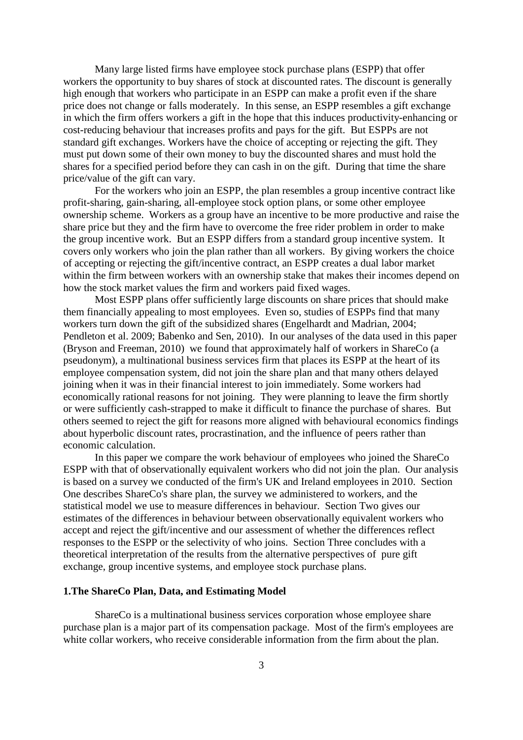Many large listed firms have employee stock purchase plans (ESPP) that offer workers the opportunity to buy shares of stock at discounted rates. The discount is generally high enough that workers who participate in an ESPP can make a profit even if the share price does not change or falls moderately. In this sense, an ESPP resembles a gift exchange in which the firm offers workers a gift in the hope that this induces productivity-enhancing or cost-reducing behaviour that increases profits and pays for the gift. But ESPPs are not standard gift exchanges. Workers have the choice of accepting or rejecting the gift. They must put down some of their own money to buy the discounted shares and must hold the shares for a specified period before they can cash in on the gift. During that time the share price/value of the gift can vary.

For the workers who join an ESPP, the plan resembles a group incentive contract like profit-sharing, gain-sharing, all-employee stock option plans, or some other employee ownership scheme. Workers as a group have an incentive to be more productive and raise the share price but they and the firm have to overcome the free rider problem in order to make the group incentive work. But an ESPP differs from a standard group incentive system. It covers only workers who join the plan rather than all workers. By giving workers the choice of accepting or rejecting the gift/incentive contract, an ESPP creates a dual labor market within the firm between workers with an ownership stake that makes their incomes depend on how the stock market values the firm and workers paid fixed wages.

Most ESPP plans offer sufficiently large discounts on share prices that should make them financially appealing to most employees. Even so, studies of ESPPs find that many workers turn down the gift of the subsidized shares (Engelhardt and Madrian, 2004; Pendleton et al. 2009; Babenko and Sen, 2010). In our analyses of the data used in this paper (Bryson and Freeman, 2010) we found that approximately half of workers in ShareCo (a pseudonym), a multinational business services firm that places its ESPP at the heart of its employee compensation system, did not join the share plan and that many others delayed joining when it was in their financial interest to join immediately. Some workers had economically rational reasons for not joining. They were planning to leave the firm shortly or were sufficiently cash-strapped to make it difficult to finance the purchase of shares. But others seemed to reject the gift for reasons more aligned with behavioural economics findings about hyperbolic discount rates, procrastination, and the influence of peers rather than economic calculation.

In this paper we compare the work behaviour of employees who joined the ShareCo ESPP with that of observationally equivalent workers who did not join the plan. Our analysis is based on a survey we conducted of the firm's UK and Ireland employees in 2010. Section One describes ShareCo's share plan, the survey we administered to workers, and the statistical model we use to measure differences in behaviour. Section Two gives our estimates of the differences in behaviour between observationally equivalent workers who accept and reject the gift/incentive and our assessment of whether the differences reflect responses to the ESPP or the selectivity of who joins. Section Three concludes with a theoretical interpretation of the results from the alternative perspectives of pure gift exchange, group incentive systems, and employee stock purchase plans.

## 1.The ShareCo Plan, Data, and Estimating Model

ShareCo is a multinational business services corporation whose employee share purchase plan is a major part of its compensation package. Most of the firm's employees are white collar workers, who receive considerable information from the firm about the plan.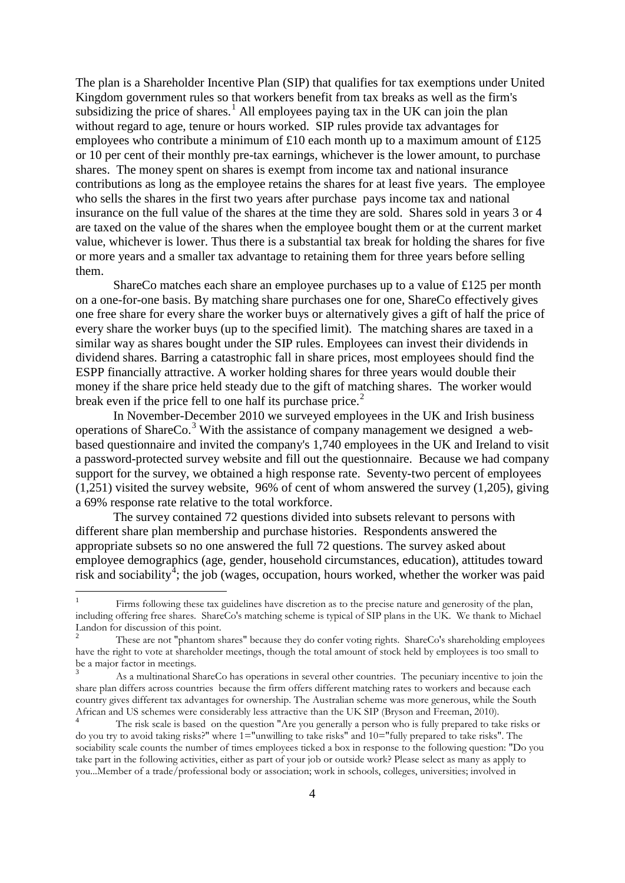The plan is a Shareholder Incentive Plan (SIP) that qualifies for tax exemptions under United Kingdom government rules so that workers benefit from tax breaks as well as the firm's subsidizing the price of shares.[1] All employees paying tax in the UK can join the plan without regard to age, tenure or hours worked. SIP rules provide tax advantages for employees who contribute a minimum of £10 each month up to a maximum amount of £125 or 10 per cent of their monthly pre-tax earnings, whichever is the lower amount, to purchase shares. The money spent on shares is exempt from income tax and national insurance contributions as long as the employee retains the shares for at least five years. The employee who sells the shares in the first two years after purchase pays income tax and national insurance on the full value of the shares at the time they are sold. Shares sold in years 3 or 4 are taxed on the value of the shares when the employee bought them or at the current market value, whichever is lower. Thus there is a substantial tax break for holding the shares for five or more years and a smaller tax advantage to retaining them for three years before selling them.

ShareCo matches each share an employee purchases up to a value of £125 per month on a one-for-one basis. By matching share purchases one for one, ShareCo effectively gives one free share for every share the worker buys or alternatively gives a gift of half the price of every share the worker buys (up to the specified limit). The matching shares are taxed in a similar way as shares bought under the SIP rules. Employees can invest their dividends in dividend shares. Barring a catastrophic fall in share prices, most employees should find the ESPP financially attractive. A worker holding shares for three years would double their money if the share price held steady due to the gift of matching shares. The worker would break even if the price fell to one half its purchase price.[2]

In November-December 2010 we surveyed employees in the UK and Irish business operations of ShareCo.[3] With the assistance of company management we designed a web-based questionnaire and invited the company's 1,740 employees in the UK and Ireland to visit a password-protected survey website and fill out the questionnaire. Because we had company support for the survey, we obtained a high response rate. Seventy-two percent of employees (1,251) visited the survey website, 96% of cent of whom answered the survey (1,205), giving a 69% response rate relative to the total workforce.

The survey contained 72 questions divided into subsets relevant to persons with different share plan membership and purchase histories. Respondents answered the appropriate subsets so no one answered the full 72 questions. The survey asked about employee demographics (age, gender, household circumstances, education), attitudes toward risk and sociability[4]; the job (wages, occupation, hours worked, whether the worker was paid

---

[1] Firms following these tax guidelines have discretion as to the precise nature and generosity of the plan, including offering free shares. ShareCo's matching scheme is typical of SIP plans in the UK. We thank to Michael Landon for discussion of this point.

[2] These are not "phantom shares" because they do confer voting rights. ShareCo's shareholding employees have the right to vote at shareholder meetings, though the total amount of stock held by employees is too small to be a major factor in meetings.

[3] As a multinational ShareCo has operations in several other countries. The pecuniary incentive to join the share plan differs across countries because the firm offers different matching rates to workers and because each country gives different tax advantages for ownership. The Australian scheme was more generous, while the South African and US schemes were considerably less attractive than the UK SIP (Bryson and Freeman, 2010).

[4] The risk scale is based on the question "Are you generally a person who is fully prepared to take risks or do you try to avoid taking risks?" where 1="unwilling to take risks" and 10="fully prepared to take risks". The sociability scale counts the number of times employees ticked a box in response to the following question: "Do you take part in the following activities, either as part of your job or outside work? Please select as many as apply to you...Member of a trade/professional body or association; work in schools, colleges, universities; involved in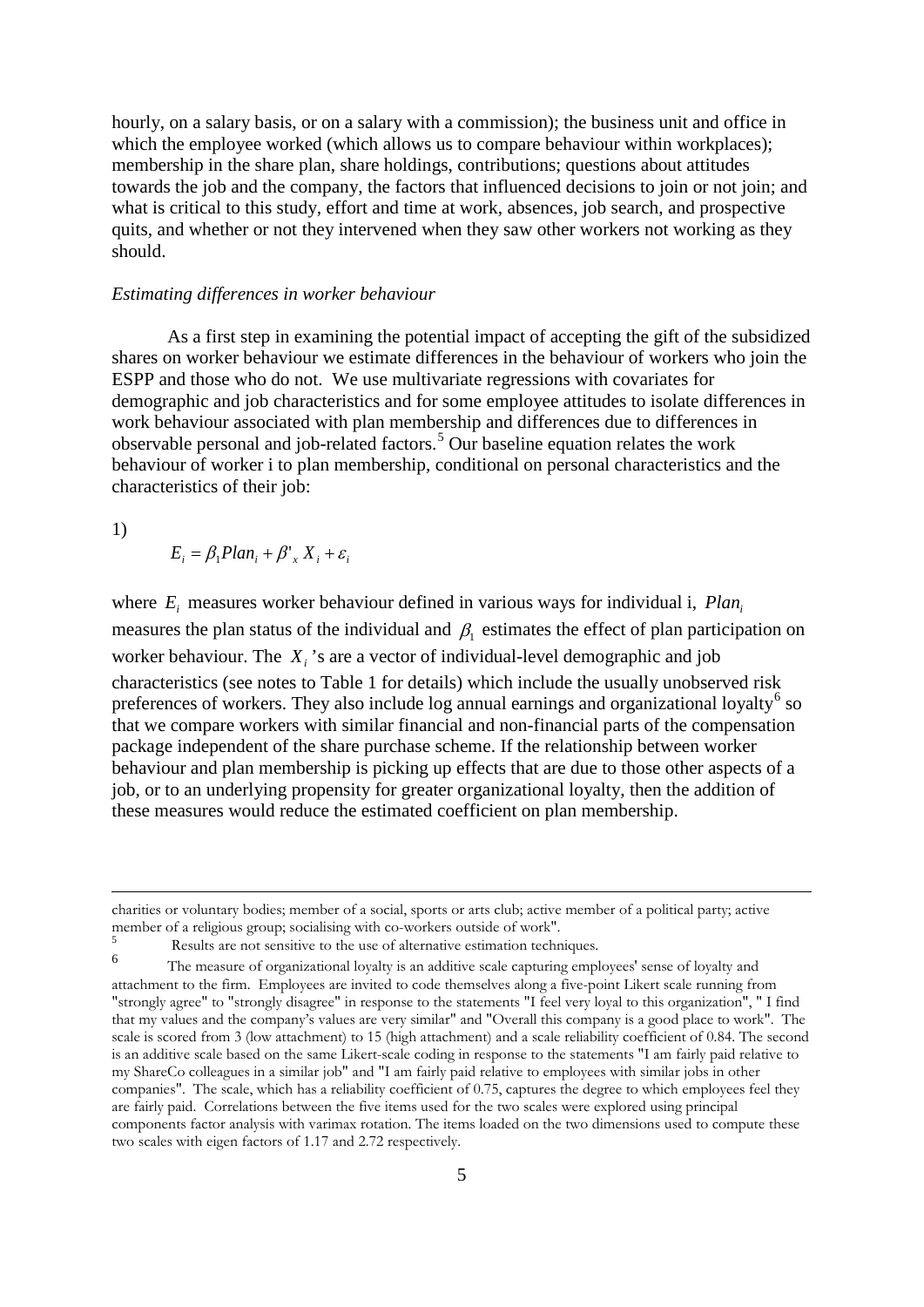hourly, on a salary basis, or on a salary with a commission); the business unit and office in which the employee worked (which allows us to compare behaviour within workplaces); membership in the share plan, share holdings, contributions; questions about attitudes towards the job and the company, the factors that influenced decisions to join or not join; and what is critical to this study, effort and time at work, absences, job search, and prospective quits, and whether or not they intervened when they saw other workers not working as they should.

*Estimating differences in worker behaviour*

As a first step in examining the potential impact of accepting the gift of the subsidized shares on worker behaviour we estimate differences in the behaviour of workers who join the ESPP and those who do not. We use multivariate regressions with covariates for demographic and job characteristics and for some employee attitudes to isolate differences in work behaviour associated with plan membership and differences due to differences in observable personal and job-related factors.[5] Our baseline equation relates the work behaviour of worker i to plan membership, conditional on personal characteristics and the characteristics of their job:

1)

$$E_i = \beta_1 Plan_i + \beta'_x X_i + \varepsilon_i$$

where $E_i$ measures worker behaviour defined in various ways for individual i, $Plan_i$ measures the plan status of the individual and $\beta_1$ estimates the effect of plan participation on worker behaviour. The $X_i$'s are a vector of individual-level demographic and job characteristics (see notes to Table 1 for details) which include the usually unobserved risk preferences of workers. They also include log annual earnings and organizational loyalty[6] so that we compare workers with similar financial and non-financial parts of the compensation package independent of the share purchase scheme. If the relationship between worker behaviour and plan membership is picking up effects that are due to those other aspects of a job, or to an underlying propensity for greater organizational loyalty, then the addition of these measures would reduce the estimated coefficient on plan membership.

---

charities or voluntary bodies; member of a social, sports or arts club; active member of a political party; active member of a religious group; socialising with co-workers outside of work".

[5] Results are not sensitive to the use of alternative estimation techniques.

[6] The measure of organizational loyalty is an additive scale capturing employees' sense of loyalty and attachment to the firm. Employees are invited to code themselves along a five-point Likert scale running from "strongly agree" to "strongly disagree" in response to the statements "I feel very loyal to this organization", " I find that my values and the company's values are very similar" and "Overall this company is a good place to work". The scale is scored from 3 (low attachment) to 15 (high attachment) and a scale reliability coefficient of 0.84. The second is an additive scale based on the same Likert-scale coding in response to the statements "I am fairly paid relative to my ShareCo colleagues in a similar job" and "I am fairly paid relative to employees with similar jobs in other companies". The scale, which has a reliability coefficient of 0.75, captures the degree to which employees feel they are fairly paid. Correlations between the five items used for the two scales were explored using principal components factor analysis with varimax rotation. The items loaded on the two dimensions used to compute these two scales with eigen factors of 1.17 and 2.72 respectively.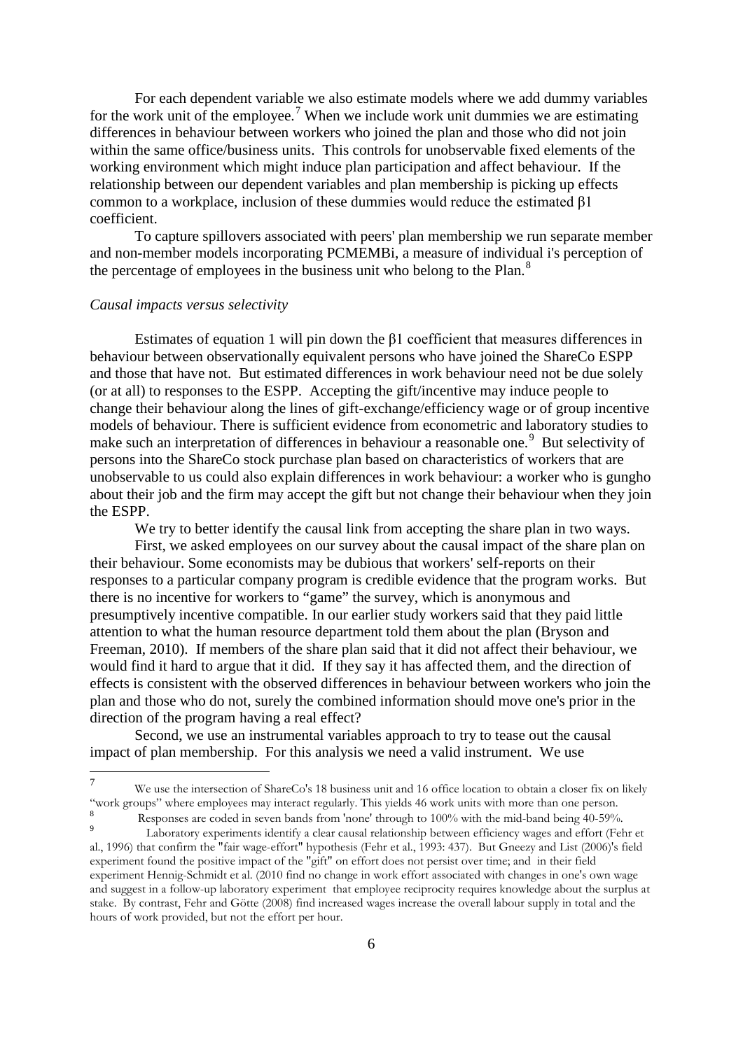For each dependent variable we also estimate models where we add dummy variables for the work unit of the employee.[7] When we include work unit dummies we are estimating differences in behaviour between workers who joined the plan and those who did not join within the same office/business units. This controls for unobservable fixed elements of the working environment which might induce plan participation and affect behaviour. If the relationship between our dependent variables and plan membership is picking up effects common to a workplace, inclusion of these dummies would reduce the estimated $\beta 1$ coefficient.

To capture spillovers associated with peers' plan membership we run separate member and non-member models incorporating $PCMEMB_i$, a measure of individual i's perception of the percentage of employees in the business unit who belong to the Plan.[8]

*Causal impacts versus selectivity*

Estimates of equation 1 will pin down the $\beta 1$ coefficient that measures differences in behaviour between observationally equivalent persons who have joined the ShareCo ESPP and those that have not. But estimated differences in work behaviour need not be due solely (or at all) to responses to the ESPP. Accepting the gift/incentive may induce people to change their behaviour along the lines of gift-exchange/efficiency wage or of group incentive models of behaviour. There is sufficient evidence from econometric and laboratory studies to make such an interpretation of differences in behaviour a reasonable one.[9] But selectivity of persons into the ShareCo stock purchase plan based on characteristics of workers that are unobservable to us could also explain differences in work behaviour: a worker who is gungho about their job and the firm may accept the gift but not change their behaviour when they join the ESPP.

We try to better identify the causal link from accepting the share plan in two ways.

First, we asked employees on our survey about the causal impact of the share plan on their behaviour. Some economists may be dubious that workers' self-reports on their responses to a particular company program is credible evidence that the program works. But there is no incentive for workers to "game" the survey, which is anonymous and presumptively incentive compatible. In our earlier study workers said that they paid little attention to what the human resource department told them about the plan (Bryson and Freeman, 2010). If members of the share plan said that it did not affect their behaviour, we would find it hard to argue that it did. If they say it has affected them, and the direction of effects is consistent with the observed differences in behaviour between workers who join the plan and those who do not, surely the combined information should move one's prior in the direction of the program having a real effect?

Second, we use an instrumental variables approach to try to tease out the causal impact of plan membership. For this analysis we need a valid instrument. We use

---

[7] We use the intersection of ShareCo's 18 business unit and 16 office location to obtain a closer fix on likely "work groups" where employees may interact regularly. This yields 46 work units with more than one person.

[8] Responses are coded in seven bands from 'none' through to 100% with the mid-band being 40-59%.

[9] Laboratory experiments identify a clear causal relationship between efficiency wages and effort (Fehr et al., 1996) that confirm the "fair wage-effort" hypothesis (Fehr et al., 1993: 437). But Gneezy and List (2006)'s field experiment found the positive impact of the "gift" on effort does not persist over time; and in their field experiment Hennig-Schmidt et al. (2010 find no change in work effort associated with changes in one's own wage and suggest in a follow-up laboratory experiment that employee reciprocity requires knowledge about the surplus at stake. By contrast, Fehr and Götte (2008) find increased wages increase the overall labour supply in total and the hours of work provided, but not the effort per hour.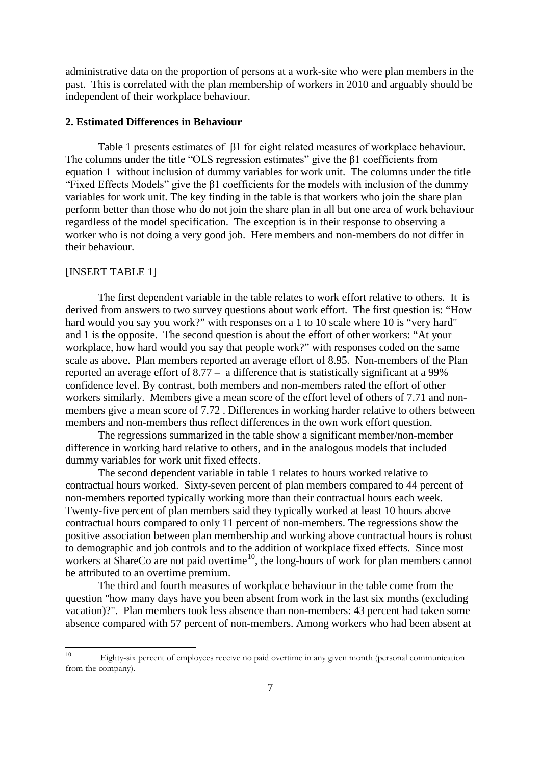administrative data on the proportion of persons at a work-site who were plan members in the past. This is correlated with the plan membership of workers in 2010 and arguably should be independent of their workplace behaviour.

## 2. Estimated Differences in Behaviour

Table 1 presents estimates of $\beta1$ for eight related measures of workplace behaviour. The columns under the title "OLS regression estimates" give the $\beta1$ coefficients from equation 1 without inclusion of dummy variables for work unit. The columns under the title "Fixed Effects Models" give the $\beta1$ coefficients for the models with inclusion of the dummy variables for work unit. The key finding in the table is that workers who join the share plan perform better than those who do not join the share plan in all but one area of work behaviour regardless of the model specification. The exception is in their response to observing a worker who is not doing a very good job. Here members and non-members do not differ in their behaviour.

[INSERT TABLE 1]

The first dependent variable in the table relates to work effort relative to others. It is derived from answers to two survey questions about work effort. The first question is: "How hard would you say you work?" with responses on a 1 to 10 scale where 10 is "very hard" and 1 is the opposite. The second question is about the effort of other workers: "At your workplace, how hard would you say that people work?" with responses coded on the same scale as above. Plan members reported an average effort of 8.95. Non-members of the Plan reported an average effort of 8.77 – a difference that is statistically significant at a 99% confidence level. By contrast, both members and non-members rated the effort of other workers similarly. Members give a mean score of the effort level of others of 7.71 and non-members give a mean score of 7.72 . Differences in working harder relative to others between members and non-members thus reflect differences in the own work effort question.

The regressions summarized in the table show a significant member/non-member difference in working hard relative to others, and in the analogous models that included dummy variables for work unit fixed effects.

The second dependent variable in table 1 relates to hours worked relative to contractual hours worked. Sixty-seven percent of plan members compared to 44 percent of non-members reported typically working more than their contractual hours each week. Twenty-five percent of plan members said they typically worked at least 10 hours above contractual hours compared to only 11 percent of non-members. The regressions show the positive association between plan membership and working above contractual hours is robust to demographic and job controls and to the addition of workplace fixed effects. Since most workers at ShareCo are not paid overtime[10], the long-hours of work for plan members cannot be attributed to an overtime premium.

The third and fourth measures of workplace behaviour in the table come from the question "how many days have you been absent from work in the last six months (excluding vacation)?". Plan members took less absence than non-members: 43 percent had taken some absence compared with 57 percent of non-members. Among workers who had been absent at

[10] Eighty-six percent of employees receive no paid overtime in any given month (personal communication from the company).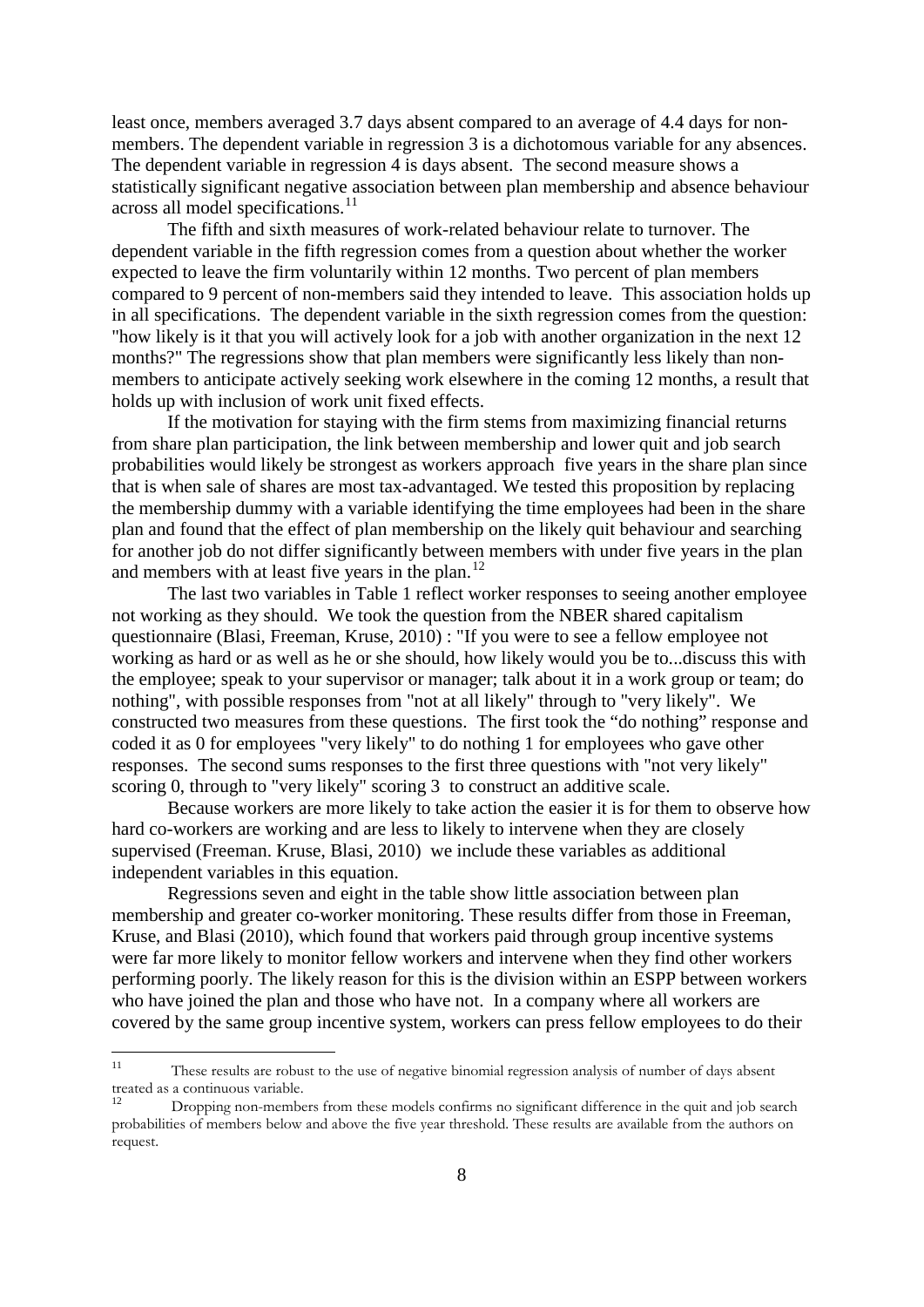least once, members averaged 3.7 days absent compared to an average of 4.4 days for non-members. The dependent variable in regression 3 is a dichotomous variable for any absences. The dependent variable in regression 4 is days absent. The second measure shows a statistically significant negative association between plan membership and absence behaviour across all model specifications.[11]

The fifth and sixth measures of work-related behaviour relate to turnover. The dependent variable in the fifth regression comes from a question about whether the worker expected to leave the firm voluntarily within 12 months. Two percent of plan members compared to 9 percent of non-members said they intended to leave. This association holds up in all specifications. The dependent variable in the sixth regression comes from the question: "how likely is it that you will actively look for a job with another organization in the next 12 months?" The regressions show that plan members were significantly less likely than non-members to anticipate actively seeking work elsewhere in the coming 12 months, a result that holds up with inclusion of work unit fixed effects.

If the motivation for staying with the firm stems from maximizing financial returns from share plan participation, the link between membership and lower quit and job search probabilities would likely be strongest as workers approach five years in the share plan since that is when sale of shares are most tax-advantaged. We tested this proposition by replacing the membership dummy with a variable identifying the time employees had been in the share plan and found that the effect of plan membership on the likely quit behaviour and searching for another job do not differ significantly between members with under five years in the plan and members with at least five years in the plan.[12]

The last two variables in Table 1 reflect worker responses to seeing another employee not working as they should. We took the question from the NBER shared capitalism questionnaire (Blasi, Freeman, Kruse, 2010) : "If you were to see a fellow employee not working as hard or as well as he or she should, how likely would you be to...discuss this with the employee; speak to your supervisor or manager; talk about it in a work group or team; do nothing", with possible responses from "not at all likely" through to "very likely". We constructed two measures from these questions. The first took the "do nothing" response and coded it as 0 for employees "very likely" to do nothing 1 for employees who gave other responses. The second sums responses to the first three questions with "not very likely" scoring 0, through to "very likely" scoring 3 to construct an additive scale.

Because workers are more likely to take action the easier it is for them to observe how hard co-workers are working and are less to likely to intervene when they are closely supervised (Freeman. Kruse, Blasi, 2010) we include these variables as additional independent variables in this equation.

Regressions seven and eight in the table show little association between plan membership and greater co-worker monitoring. These results differ from those in Freeman, Kruse, and Blasi (2010), which found that workers paid through group incentive systems were far more likely to monitor fellow workers and intervene when they find other workers performing poorly. The likely reason for this is the division within an ESPP between workers who have joined the plan and those who have not. In a company where all workers are covered by the same group incentive system, workers can press fellow employees to do their

[11] These results are robust to the use of negative binomial regression analysis of number of days absent treated as a continuous variable.

[12] Dropping non-members from these models confirms no significant difference in the quit and job search probabilities of members below and above the five year threshold. These results are available from the authors on request.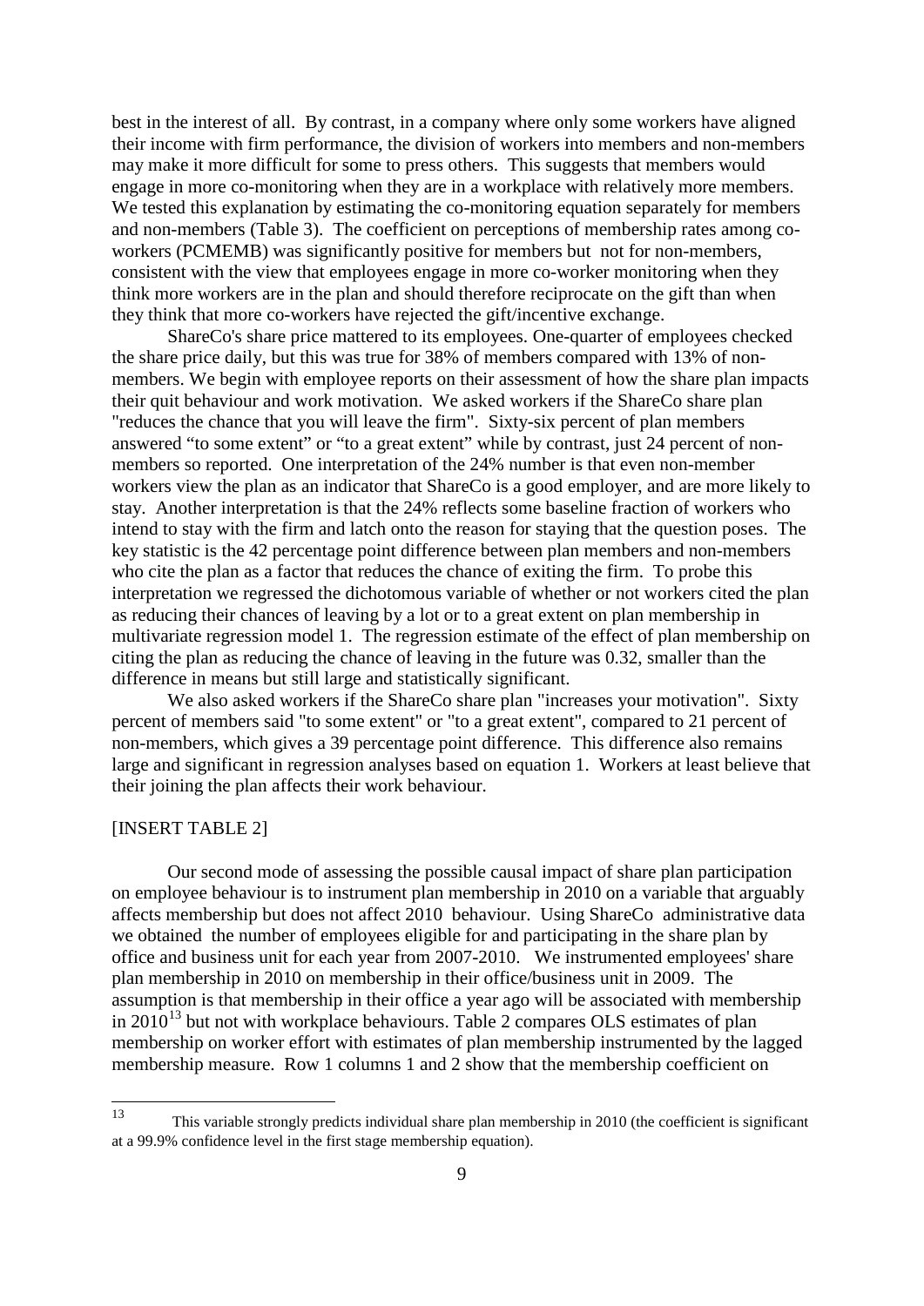best in the interest of all. By contrast, in a company where only some workers have aligned their income with firm performance, the division of workers into members and non-members may make it more difficult for some to press others. This suggests that members would engage in more co-monitoring when they are in a workplace with relatively more members. We tested this explanation by estimating the co-monitoring equation separately for members and non-members (Table 3). The coefficient on perceptions of membership rates among co-workers (PCMEMB) was significantly positive for members but not for non-members, consistent with the view that employees engage in more co-worker monitoring when they think more workers are in the plan and should therefore reciprocate on the gift than when they think that more co-workers have rejected the gift/incentive exchange.

ShareCo's share price mattered to its employees. One-quarter of employees checked the share price daily, but this was true for 38% of members compared with 13% of non-members. We begin with employee reports on their assessment of how the share plan impacts their quit behaviour and work motivation. We asked workers if the ShareCo share plan "reduces the chance that you will leave the firm". Sixty-six percent of plan members answered "to some extent" or "to a great extent" while by contrast, just 24 percent of non-members so reported. One interpretation of the 24% number is that even non-member workers view the plan as an indicator that ShareCo is a good employer, and are more likely to stay. Another interpretation is that the 24% reflects some baseline fraction of workers who intend to stay with the firm and latch onto the reason for staying that the question poses. The key statistic is the 42 percentage point difference between plan members and non-members who cite the plan as a factor that reduces the chance of exiting the firm. To probe this interpretation we regressed the dichotomous variable of whether or not workers cited the plan as reducing their chances of leaving by a lot or to a great extent on plan membership in multivariate regression model 1. The regression estimate of the effect of plan membership on citing the plan as reducing the chance of leaving in the future was 0.32, smaller than the difference in means but still large and statistically significant.

We also asked workers if the ShareCo share plan "increases your motivation". Sixty percent of members said "to some extent" or "to a great extent", compared to 21 percent of non-members, which gives a 39 percentage point difference. This difference also remains large and significant in regression analyses based on equation 1. Workers at least believe that their joining the plan affects their work behaviour.

[INSERT TABLE 2]

Our second mode of assessing the possible causal impact of share plan participation on employee behaviour is to instrument plan membership in 2010 on a variable that arguably affects membership but does not affect 2010 behaviour. Using ShareCo administrative data we obtained the number of employees eligible for and participating in the share plan by office and business unit for each year from 2007-2010. We instrumented employees' share plan membership in 2010 on membership in their office/business unit in 2009. The assumption is that membership in their office a year ago will be associated with membership in 2010[13] but not with workplace behaviours. Table 2 compares OLS estimates of plan membership on worker effort with estimates of plan membership instrumented by the lagged membership measure. Row 1 columns 1 and 2 show that the membership coefficient on

[13] This variable strongly predicts individual share plan membership in 2010 (the coefficient is significant at a 99.9% confidence level in the first stage membership equation).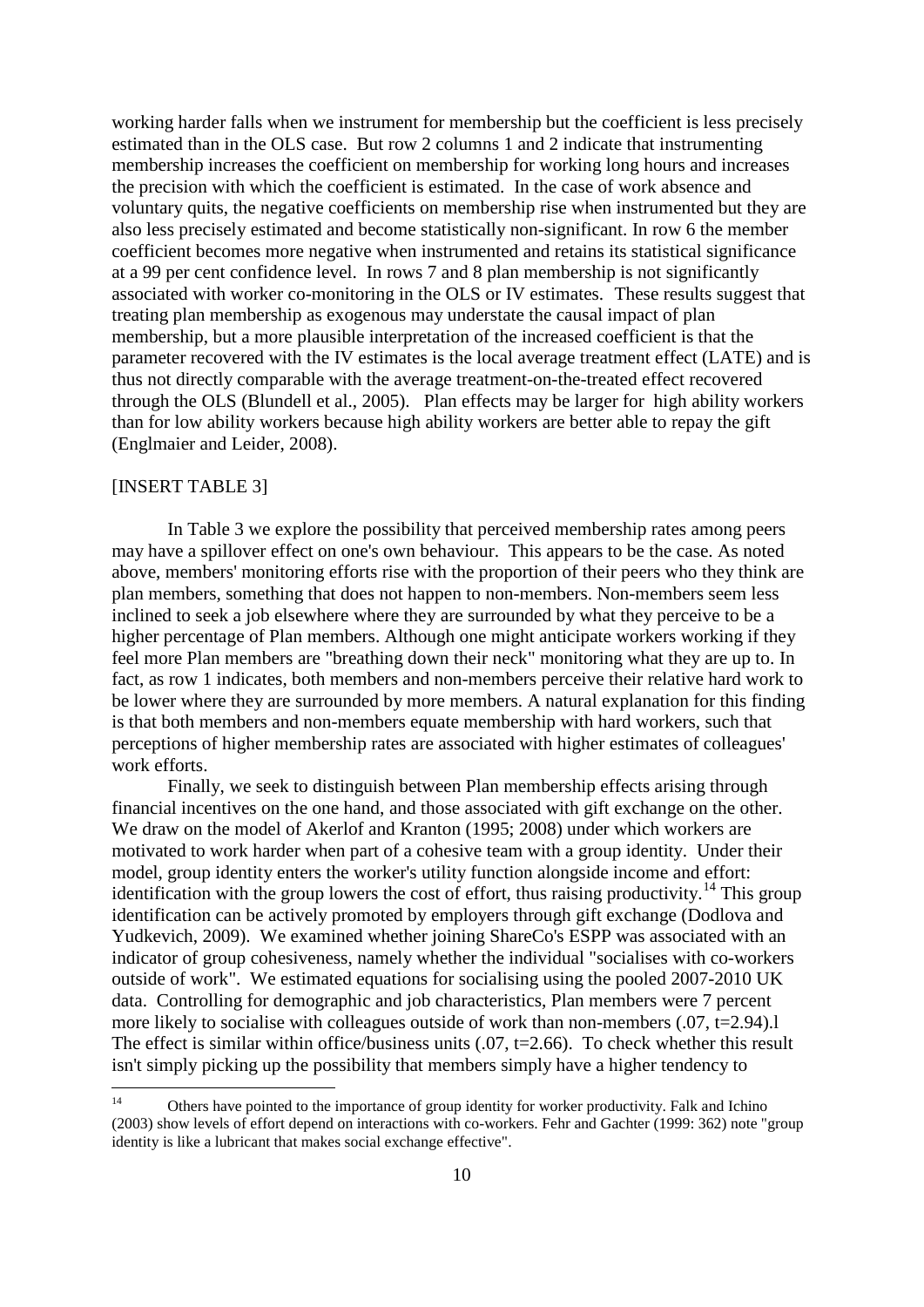working harder falls when we instrument for membership but the coefficient is less precisely estimated than in the OLS case. But row 2 columns 1 and 2 indicate that instrumenting membership increases the coefficient on membership for working long hours and increases the precision with which the coefficient is estimated. In the case of work absence and voluntary quits, the negative coefficients on membership rise when instrumented but they are also less precisely estimated and become statistically non-significant. In row 6 the member coefficient becomes more negative when instrumented and retains its statistical significance at a 99 per cent confidence level. In rows 7 and 8 plan membership is not significantly associated with worker co-monitoring in the OLS or IV estimates. These results suggest that treating plan membership as exogenous may understate the causal impact of plan membership, but a more plausible interpretation of the increased coefficient is that the parameter recovered with the IV estimates is the local average treatment effect (LATE) and is thus not directly comparable with the average treatment-on-the-treated effect recovered through the OLS (Blundell et al., 2005). Plan effects may be larger for high ability workers than for low ability workers because high ability workers are better able to repay the gift (Englmaier and Leider, 2008).

[INSERT TABLE 3]

In Table 3 we explore the possibility that perceived membership rates among peers may have a spillover effect on one's own behaviour. This appears to be the case. As noted above, members' monitoring efforts rise with the proportion of their peers who they think are plan members, something that does not happen to non-members. Non-members seem less inclined to seek a job elsewhere where they are surrounded by what they perceive to be a higher percentage of Plan members. Although one might anticipate workers working if they feel more Plan members are "breathing down their neck" monitoring what they are up to. In fact, as row 1 indicates, both members and non-members perceive their relative hard work to be lower where they are surrounded by more members. A natural explanation for this finding is that both members and non-members equate membership with hard workers, such that perceptions of higher membership rates are associated with higher estimates of colleagues' work efforts.

Finally, we seek to distinguish between Plan membership effects arising through financial incentives on the one hand, and those associated with gift exchange on the other. We draw on the model of Akerlof and Kranton (1995; 2008) under which workers are motivated to work harder when part of a cohesive team with a group identity. Under their model, group identity enters the worker's utility function alongside income and effort: identification with the group lowers the cost of effort, thus raising productivity.[14] This group identification can be actively promoted by employers through gift exchange (Dodlova and Yudkevich, 2009). We examined whether joining ShareCo's ESPP was associated with an indicator of group cohesiveness, namely whether the individual "socialises with co-workers outside of work". We estimated equations for socialising using the pooled 2007-2010 UK data. Controlling for demographic and job characteristics, Plan members were 7 percent more likely to socialise with colleagues outside of work than non-members (.07, t=2.94).l The effect is similar within office/business units (.07, t=2.66). To check whether this result isn't simply picking up the possibility that members simply have a higher tendency to

[14] Others have pointed to the importance of group identity for worker productivity. Falk and Ichino (2003) show levels of effort depend on interactions with co-workers. Fehr and Gachter (1999: 362) note "group identity is like a lubricant that makes social exchange effective".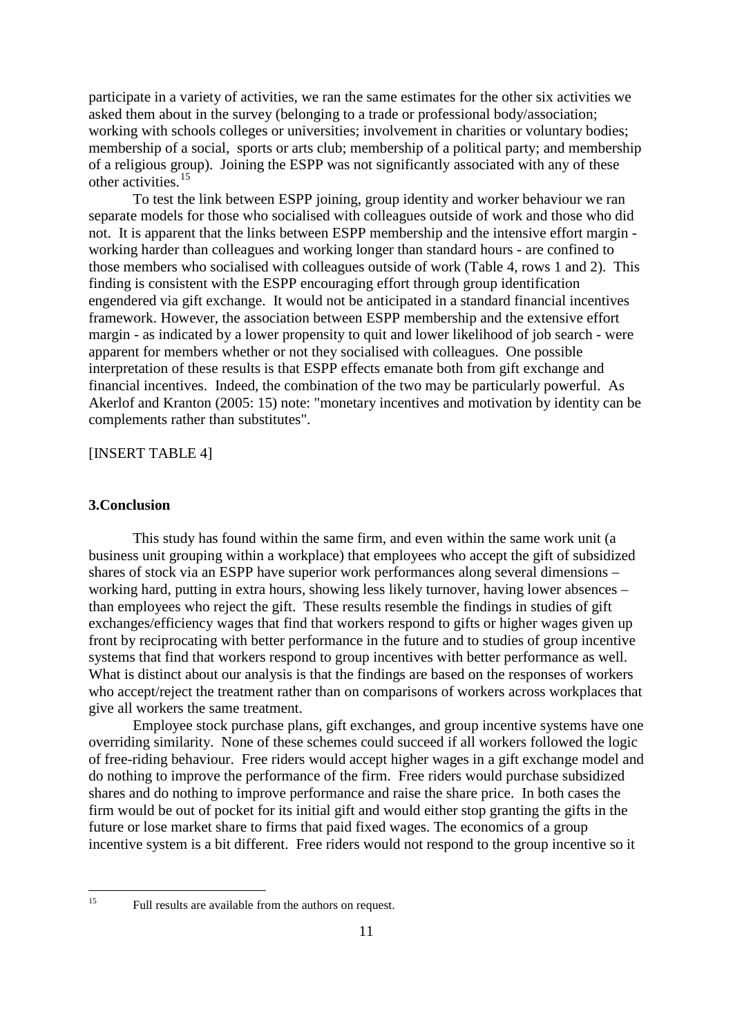participate in a variety of activities, we ran the same estimates for the other six activities we asked them about in the survey (belonging to a trade or professional body/association; working with schools colleges or universities; involvement in charities or voluntary bodies; membership of a social, sports or arts club; membership of a political party; and membership of a religious group). Joining the ESPP was not significantly associated with any of these other activities.[15]

To test the link between ESPP joining, group identity and worker behaviour we ran separate models for those who socialised with colleagues outside of work and those who did not. It is apparent that the links between ESPP membership and the intensive effort margin - working harder than colleagues and working longer than standard hours - are confined to those members who socialised with colleagues outside of work (Table 4, rows 1 and 2). This finding is consistent with the ESPP encouraging effort through group identification engendered via gift exchange. It would not be anticipated in a standard financial incentives framework. However, the association between ESPP membership and the extensive effort margin - as indicated by a lower propensity to quit and lower likelihood of job search - were apparent for members whether or not they socialised with colleagues. One possible interpretation of these results is that ESPP effects emanate both from gift exchange and financial incentives. Indeed, the combination of the two may be particularly powerful. As Akerlof and Kranton (2005: 15) note: "monetary incentives and motivation by identity can be complements rather than substitutes".

[INSERT TABLE 4]

## 3.Conclusion

This study has found within the same firm, and even within the same work unit (a business unit grouping within a workplace) that employees who accept the gift of subsidized shares of stock via an ESPP have superior work performances along several dimensions – working hard, putting in extra hours, showing less likely turnover, having lower absences – than employees who reject the gift. These results resemble the findings in studies of gift exchanges/efficiency wages that find that workers respond to gifts or higher wages given up front by reciprocating with better performance in the future and to studies of group incentive systems that find that workers respond to group incentives with better performance as well. What is distinct about our analysis is that the findings are based on the responses of workers who accept/reject the treatment rather than on comparisons of workers across workplaces that give all workers the same treatment.

Employee stock purchase plans, gift exchanges, and group incentive systems have one overriding similarity. None of these schemes could succeed if all workers followed the logic of free-riding behaviour. Free riders would accept higher wages in a gift exchange model and do nothing to improve the performance of the firm. Free riders would purchase subsidized shares and do nothing to improve performance and raise the share price. In both cases the firm would be out of pocket for its initial gift and would either stop granting the gifts in the future or lose market share to firms that paid fixed wages. The economics of a group incentive system is a bit different. Free riders would not respond to the group incentive so it

[15] Full results are available from the authors on request.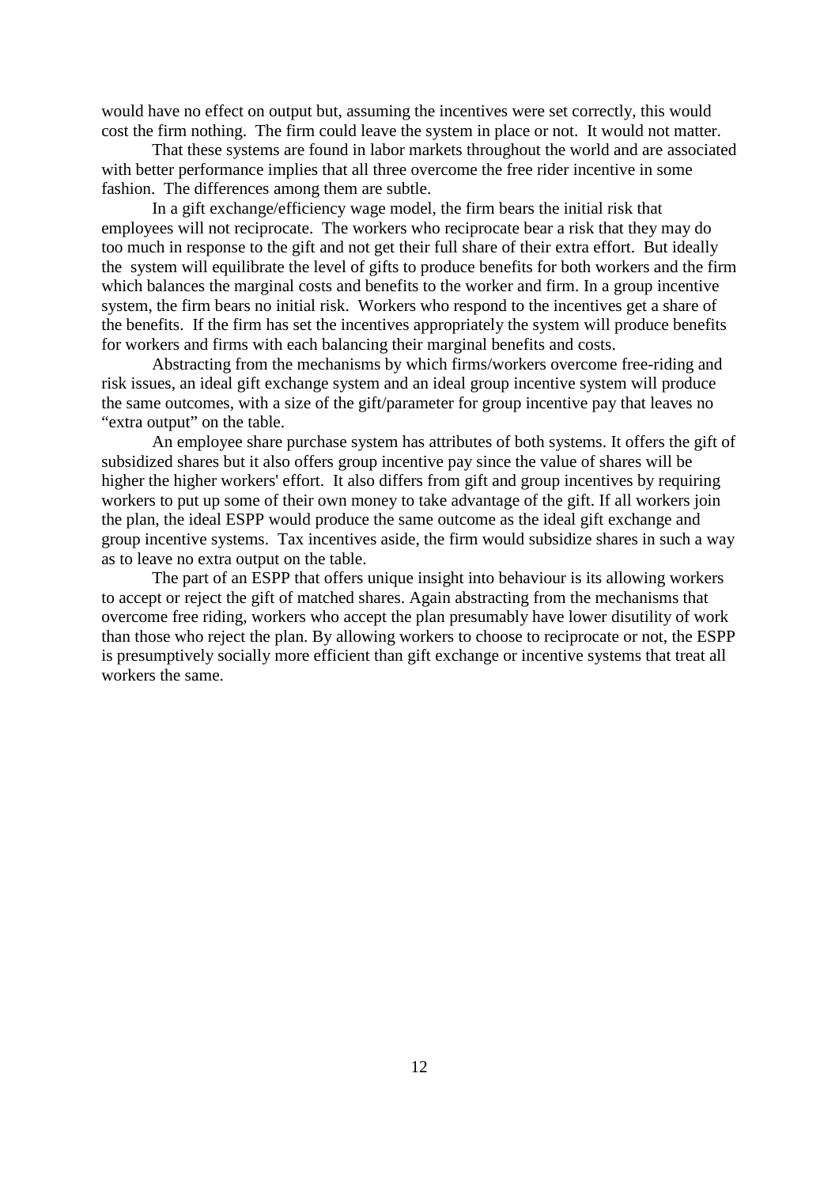would have no effect on output but, assuming the incentives were set correctly, this would cost the firm nothing. The firm could leave the system in place or not. It would not matter.

That these systems are found in labor markets throughout the world and are associated with better performance implies that all three overcome the free rider incentive in some fashion. The differences among them are subtle.

In a gift exchange/efficiency wage model, the firm bears the initial risk that employees will not reciprocate. The workers who reciprocate bear a risk that they may do too much in response to the gift and not get their full share of their extra effort. But ideally the system will equilibrate the level of gifts to produce benefits for both workers and the firm which balances the marginal costs and benefits to the worker and firm. In a group incentive system, the firm bears no initial risk. Workers who respond to the incentives get a share of the benefits. If the firm has set the incentives appropriately the system will produce benefits for workers and firms with each balancing their marginal benefits and costs.

Abstracting from the mechanisms by which firms/workers overcome free-riding and risk issues, an ideal gift exchange system and an ideal group incentive system will produce the same outcomes, with a size of the gift/parameter for group incentive pay that leaves no "extra output" on the table.

An employee share purchase system has attributes of both systems. It offers the gift of subsidized shares but it also offers group incentive pay since the value of shares will be higher the higher workers' effort. It also differs from gift and group incentives by requiring workers to put up some of their own money to take advantage of the gift. If all workers join the plan, the ideal ESPP would produce the same outcome as the ideal gift exchange and group incentive systems. Tax incentives aside, the firm would subsidize shares in such a way as to leave no extra output on the table.

The part of an ESPP that offers unique insight into behaviour is its allowing workers to accept or reject the gift of matched shares. Again abstracting from the mechanisms that overcome free riding, workers who accept the plan presumably have lower disutility of work than those who reject the plan. By allowing workers to choose to reciprocate or not, the ESPP is presumptively socially more efficient than gift exchange or incentive systems that treat all workers the same.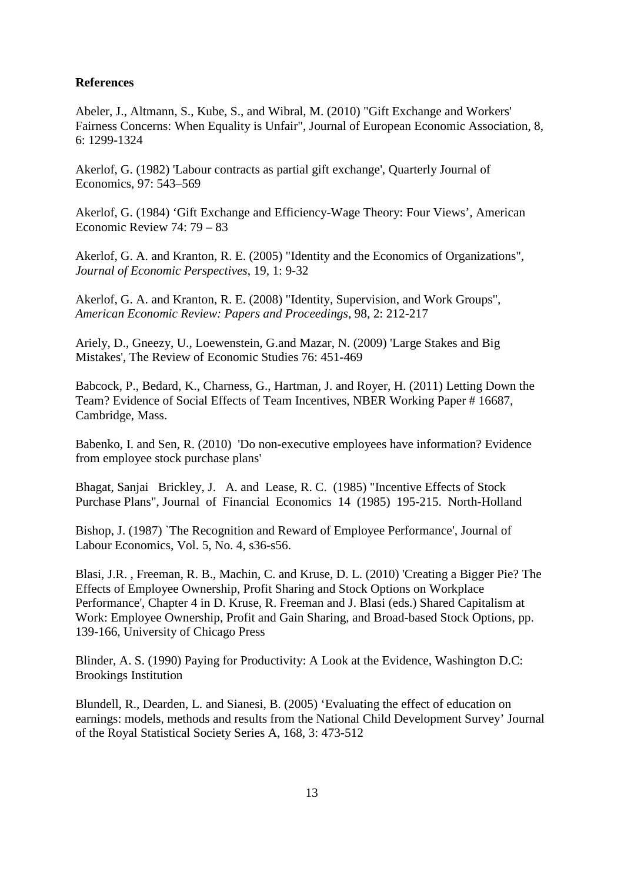**References**

Abeler, J., Altmann, S., Kube, S., and Wibral, M. (2010) "Gift Exchange and Workers' Fairness Concerns: When Equality is Unfair", Journal of European Economic Association, 8, 6: 1299-1324

Akerlof, G. (1982) 'Labour contracts as partial gift exchange', Quarterly Journal of Economics, 97: 543–569

Akerlof, G. (1984) 'Gift Exchange and Efficiency-Wage Theory: Four Views', American Economic Review 74: 79 – 83

Akerlof, G. A. and Kranton, R. E. (2005) "Identity and the Economics of Organizations", *Journal of Economic Perspectives*, 19, 1: 9-32

Akerlof, G. A. and Kranton, R. E. (2008) "Identity, Supervision, and Work Groups", *American Economic Review: Papers and Proceedings*, 98, 2: 212-217

Ariely, D., Gneezy, U., Loewenstein, G.and Mazar, N. (2009) 'Large Stakes and Big Mistakes', The Review of Economic Studies 76: 451-469

Babcock, P., Bedard, K., Charness, G., Hartman, J. and Royer, H. (2011) Letting Down the Team? Evidence of Social Effects of Team Incentives, NBER Working Paper # 16687, Cambridge, Mass.

Babenko, I. and Sen, R. (2010) 'Do non-executive employees have information? Evidence from employee stock purchase plans'

Bhagat, Sanjai Brickley, J. A. and Lease, R. C. (1985) "Incentive Effects of Stock Purchase Plans", Journal of Financial Economics 14 (1985) 195-215. North-Holland

Bishop, J. (1987) `The Recognition and Reward of Employee Performance', Journal of Labour Economics, Vol. 5, No. 4, s36-s56.

Blasi, J.R. , Freeman, R. B., Machin, C. and Kruse, D. L. (2010) 'Creating a Bigger Pie? The Effects of Employee Ownership, Profit Sharing and Stock Options on Workplace Performance', Chapter 4 in D. Kruse, R. Freeman and J. Blasi (eds.) Shared Capitalism at Work: Employee Ownership, Profit and Gain Sharing, and Broad-based Stock Options, pp. 139-166, University of Chicago Press

Blinder, A. S. (1990) Paying for Productivity: A Look at the Evidence, Washington D.C: Brookings Institution

Blundell, R., Dearden, L. and Sianesi, B. (2005) 'Evaluating the effect of education on earnings: models, methods and results from the National Child Development Survey' Journal of the Royal Statistical Society Series A, 168, 3: 473-512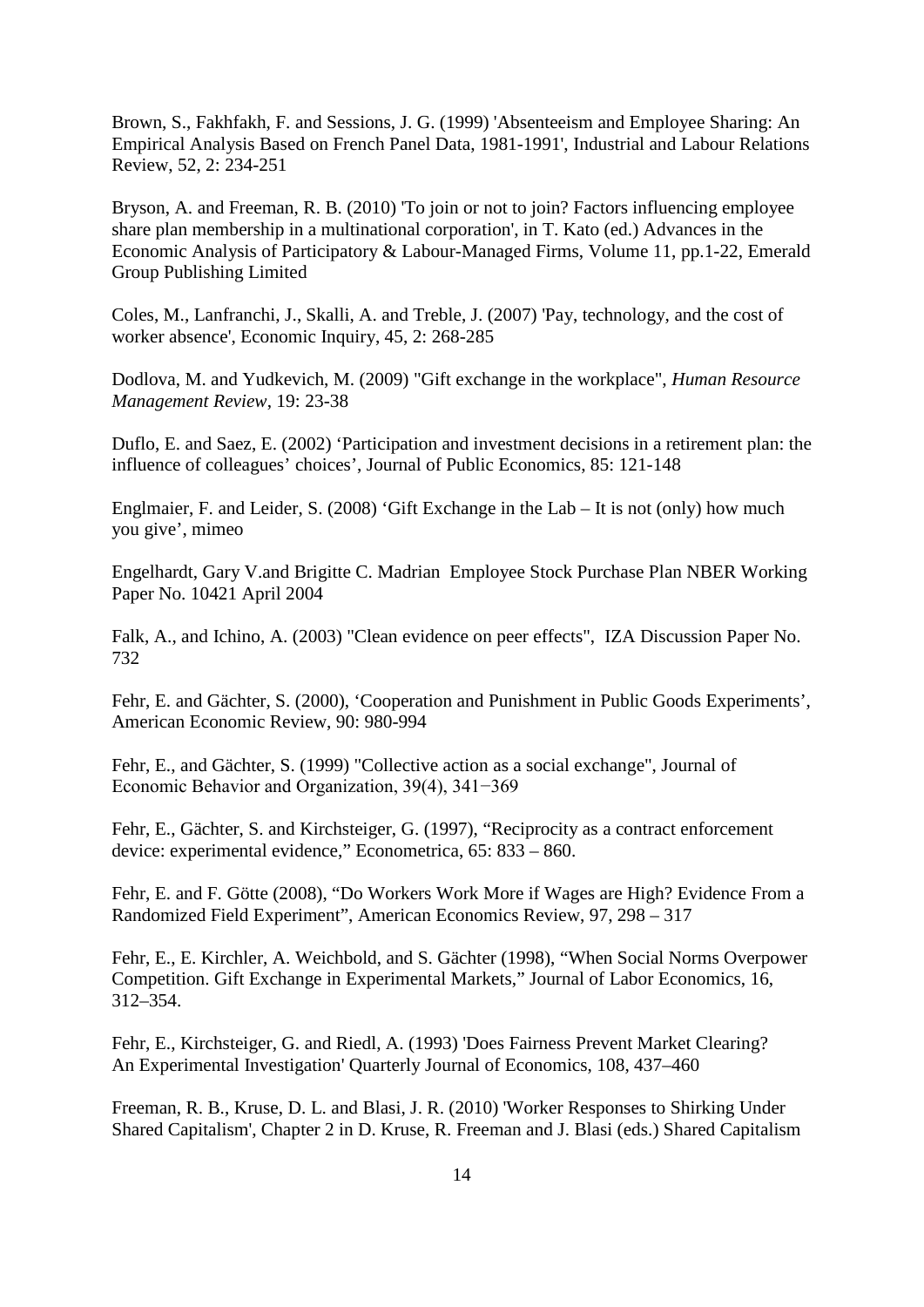Brown, S., Fakhfakh, F. and Sessions, J. G. (1999) 'Absenteeism and Employee Sharing: An Empirical Analysis Based on French Panel Data, 1981-1991', Industrial and Labour Relations Review, 52, 2: 234-251

Bryson, A. and Freeman, R. B. (2010) 'To join or not to join? Factors influencing employee share plan membership in a multinational corporation', in T. Kato (ed.) Advances in the Economic Analysis of Participatory & Labour-Managed Firms, Volume 11, pp.1-22, Emerald Group Publishing Limited

Coles, M., Lanfranchi, J., Skalli, A. and Treble, J. (2007) 'Pay, technology, and the cost of worker absence', Economic Inquiry, 45, 2: 268-285

Dodlova, M. and Yudkevich, M. (2009) "Gift exchange in the workplace", *Human Resource Management Review*, 19: 23-38

Duflo, E. and Saez, E. (2002) 'Participation and investment decisions in a retirement plan: the influence of colleagues' choices', Journal of Public Economics, 85: 121-148

Englmaier, F. and Leider, S. (2008) 'Gift Exchange in the Lab – It is not (only) how much you give', mimeo

Engelhardt, Gary V.and Brigitte C. Madrian Employee Stock Purchase Plan NBER Working Paper No. 10421 April 2004

Falk, A., and Ichino, A. (2003) "Clean evidence on peer effects", IZA Discussion Paper No. 732

Fehr, E. and Gächter, S. (2000), 'Cooperation and Punishment in Public Goods Experiments', American Economic Review, 90: 980-994

Fehr, E., and Gächter, S. (1999) "Collective action as a social exchange", Journal of Economic Behavior and Organization, 39(4), 341−369

Fehr, E., Gächter, S. and Kirchsteiger, G. (1997), "Reciprocity as a contract enforcement device: experimental evidence," Econometrica, 65: 833 – 860.

Fehr, E. and F. Götte (2008), "Do Workers Work More if Wages are High? Evidence From a Randomized Field Experiment", American Economics Review, 97, 298 – 317

Fehr, E., E. Kirchler, A. Weichbold, and S. Gächter (1998), "When Social Norms Overpower Competition. Gift Exchange in Experimental Markets," Journal of Labor Economics, 16, 312–354.

Fehr, E., Kirchsteiger, G. and Riedl, A. (1993) 'Does Fairness Prevent Market Clearing? An Experimental Investigation' Quarterly Journal of Economics, 108, 437–460

Freeman, R. B., Kruse, D. L. and Blasi, J. R. (2010) 'Worker Responses to Shirking Under Shared Capitalism', Chapter 2 in D. Kruse, R. Freeman and J. Blasi (eds.) Shared Capitalism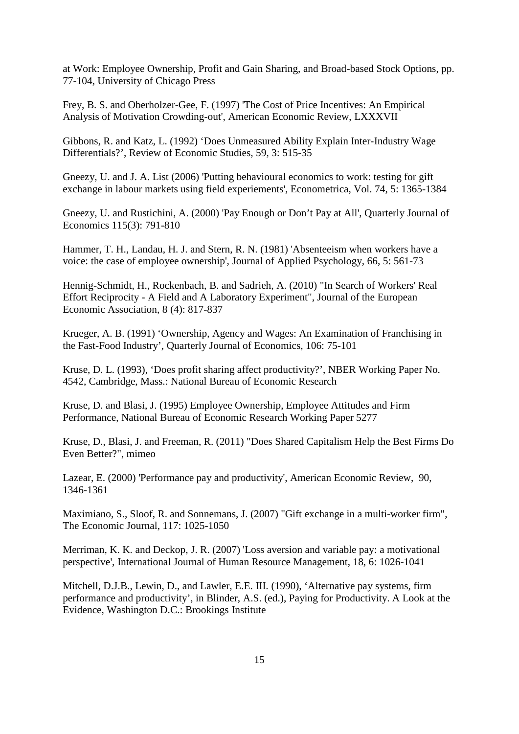at Work: Employee Ownership, Profit and Gain Sharing, and Broad-based Stock Options, pp. 77-104, University of Chicago Press

Frey, B. S. and Oberholzer-Gee, F. (1997) 'The Cost of Price Incentives: An Empirical Analysis of Motivation Crowding-out', American Economic Review, LXXXVII

Gibbons, R. and Katz, L. (1992) 'Does Unmeasured Ability Explain Inter-Industry Wage Differentials?', Review of Economic Studies, 59, 3: 515-35

Gneezy, U. and J. A. List (2006) 'Putting behavioural economics to work: testing for gift exchange in labour markets using field experiements', Econometrica, Vol. 74, 5: 1365-1384

Gneezy, U. and Rustichini, A. (2000) 'Pay Enough or Don't Pay at All', Quarterly Journal of Economics 115(3): 791-810

Hammer, T. H., Landau, H. J. and Stern, R. N. (1981) 'Absenteeism when workers have a voice: the case of employee ownership', Journal of Applied Psychology, 66, 5: 561-73

Hennig-Schmidt, H., Rockenbach, B. and Sadrieh, A. (2010) "In Search of Workers' Real Effort Reciprocity - A Field and A Laboratory Experiment", Journal of the European Economic Association, 8 (4): 817-837

Krueger, A. B. (1991) 'Ownership, Agency and Wages: An Examination of Franchising in the Fast-Food Industry', Quarterly Journal of Economics, 106: 75-101

Kruse, D. L. (1993), 'Does profit sharing affect productivity?', NBER Working Paper No. 4542, Cambridge, Mass.: National Bureau of Economic Research

Kruse, D. and Blasi, J. (1995) Employee Ownership, Employee Attitudes and Firm Performance, National Bureau of Economic Research Working Paper 5277

Kruse, D., Blasi, J. and Freeman, R. (2011) "Does Shared Capitalism Help the Best Firms Do Even Better?", mimeo

Lazear, E. (2000) 'Performance pay and productivity', American Economic Review, 90, 1346-1361

Maximiano, S., Sloof, R. and Sonnemans, J. (2007) "Gift exchange in a multi-worker firm", The Economic Journal, 117: 1025-1050

Merriman, K. K. and Deckop, J. R. (2007) 'Loss aversion and variable pay: a motivational perspective', International Journal of Human Resource Management, 18, 6: 1026-1041

Mitchell, D.J.B., Lewin, D., and Lawler, E.E. III. (1990), 'Alternative pay systems, firm performance and productivity', in Blinder, A.S. (ed.), Paying for Productivity. A Look at the Evidence, Washington D.C.: Brookings Institute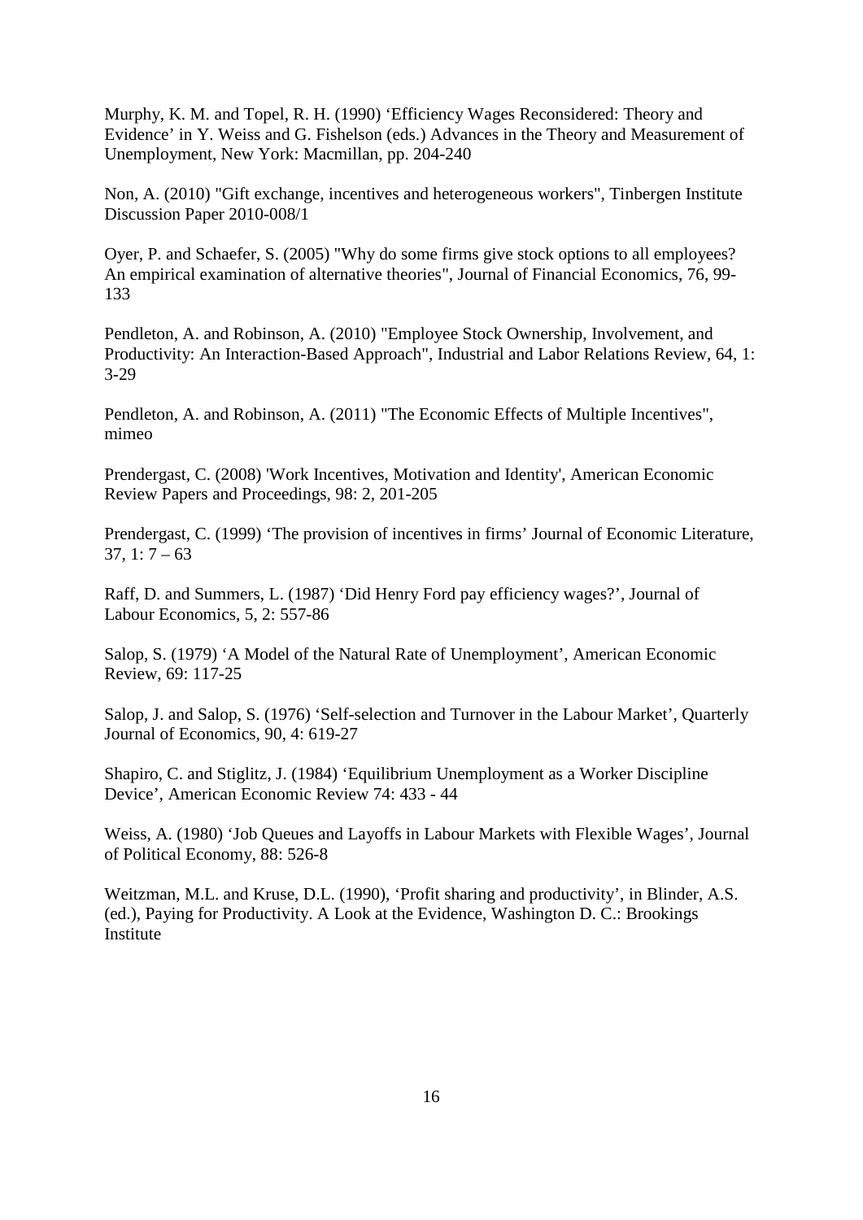Murphy, K. M. and Topel, R. H. (1990) 'Efficiency Wages Reconsidered: Theory and Evidence' in Y. Weiss and G. Fishelson (eds.) Advances in the Theory and Measurement of Unemployment, New York: Macmillan, pp. 204-240

Non, A. (2010) "Gift exchange, incentives and heterogeneous workers", Tinbergen Institute Discussion Paper 2010-008/1

Oyer, P. and Schaefer, S. (2005) "Why do some firms give stock options to all employees? An empirical examination of alternative theories", Journal of Financial Economics, 76, 99-133

Pendleton, A. and Robinson, A. (2010) "Employee Stock Ownership, Involvement, and Productivity: An Interaction-Based Approach", Industrial and Labor Relations Review, 64, 1: 3-29

Pendleton, A. and Robinson, A. (2011) "The Economic Effects of Multiple Incentives", mimeo

Prendergast, C. (2008) 'Work Incentives, Motivation and Identity', American Economic Review Papers and Proceedings, 98: 2, 201-205

Prendergast, C. (1999) 'The provision of incentives in firms' Journal of Economic Literature, 37, 1: 7 – 63

Raff, D. and Summers, L. (1987) 'Did Henry Ford pay efficiency wages?', Journal of Labour Economics, 5, 2: 557-86

Salop, S. (1979) 'A Model of the Natural Rate of Unemployment', American Economic Review, 69: 117-25

Salop, J. and Salop, S. (1976) 'Self-selection and Turnover in the Labour Market', Quarterly Journal of Economics, 90, 4: 619-27

Shapiro, C. and Stiglitz, J. (1984) 'Equilibrium Unemployment as a Worker Discipline Device', American Economic Review 74: 433 - 44

Weiss, A. (1980) 'Job Queues and Layoffs in Labour Markets with Flexible Wages', Journal of Political Economy, 88: 526-8

Weitzman, M.L. and Kruse, D.L. (1990), 'Profit sharing and productivity', in Blinder, A.S. (ed.), Paying for Productivity. A Look at the Evidence, Washington D. C.: Brookings Institute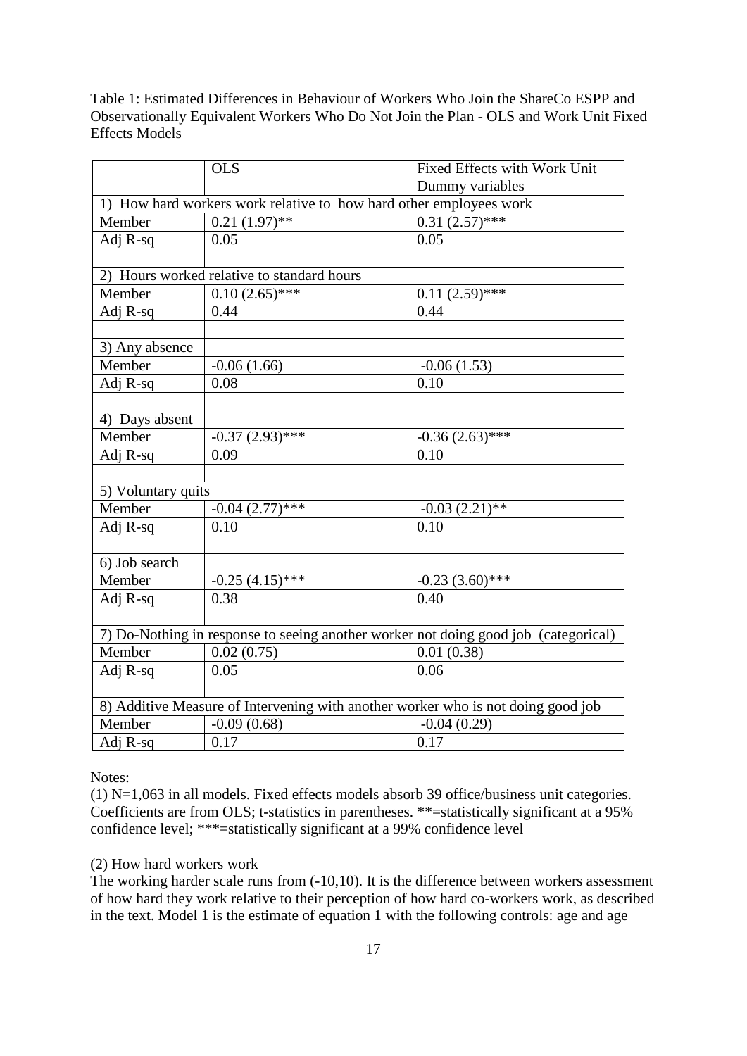Table 1: Estimated Differences in Behaviour of Workers Who Join the ShareCo ESPP and Observationally Equivalent Workers Who Do Not Join the Plan - OLS and Work Unit Fixed Effects Models

| | OLS | Fixed Effects with Work Unit Dummy variables |
|---|---|---|
| 1) How hard workers work relative to how hard other employees work | | |
| Member | 0.21 (1.97)** | 0.31 (2.57)*** |
| Adj R-sq | 0.05 | 0.05 |
| | | |
| 2) Hours worked relative to standard hours | | |
| Member | 0.10 (2.65)*** | 0.11 (2.59)*** |
| Adj R-sq | 0.44 | 0.44 |
| | | |
| 3) Any absence | | |
| Member | -0.06 (1.66) | -0.06 (1.53) |
| Adj R-sq | 0.08 | 0.10 |
| | | |
| 4) Days absent | | |
| Member | -0.37 (2.93)*** | -0.36 (2.63)*** |
| Adj R-sq | 0.09 | 0.10 |
| | | |
| 5) Voluntary quits | | |
| Member | -0.04 (2.77)*** | -0.03 (2.21)** |
| Adj R-sq | 0.10 | 0.10 |
| | | |
| 6) Job search | | |
| Member | -0.25 (4.15)*** | -0.23 (3.60)*** |
| Adj R-sq | 0.38 | 0.40 |
| | | |
| 7) Do-Nothing in response to seeing another worker not doing good job (categorical) | | |
| Member | 0.02 (0.75) | 0.01 (0.38) |
| Adj R-sq | 0.05 | 0.06 |
| | | |
| 8) Additive Measure of Intervening with another worker who is not doing good job | | |
| Member | -0.09 (0.68) | -0.04 (0.29) |
| Adj R-sq | 0.17 | 0.17 |

Notes:

(1) N=1,063 in all models. Fixed effects models absorb 39 office/business unit categories. Coefficients are from OLS; t-statistics in parentheses. **=statistically significant at a 95% confidence level; ***=statistically significant at a 99% confidence level

(2) How hard workers work

The working harder scale runs from (-10,10). It is the difference between workers assessment of how hard they work relative to their perception of how hard co-workers work, as described in the text. Model 1 is the estimate of equation 1 with the following controls: age and age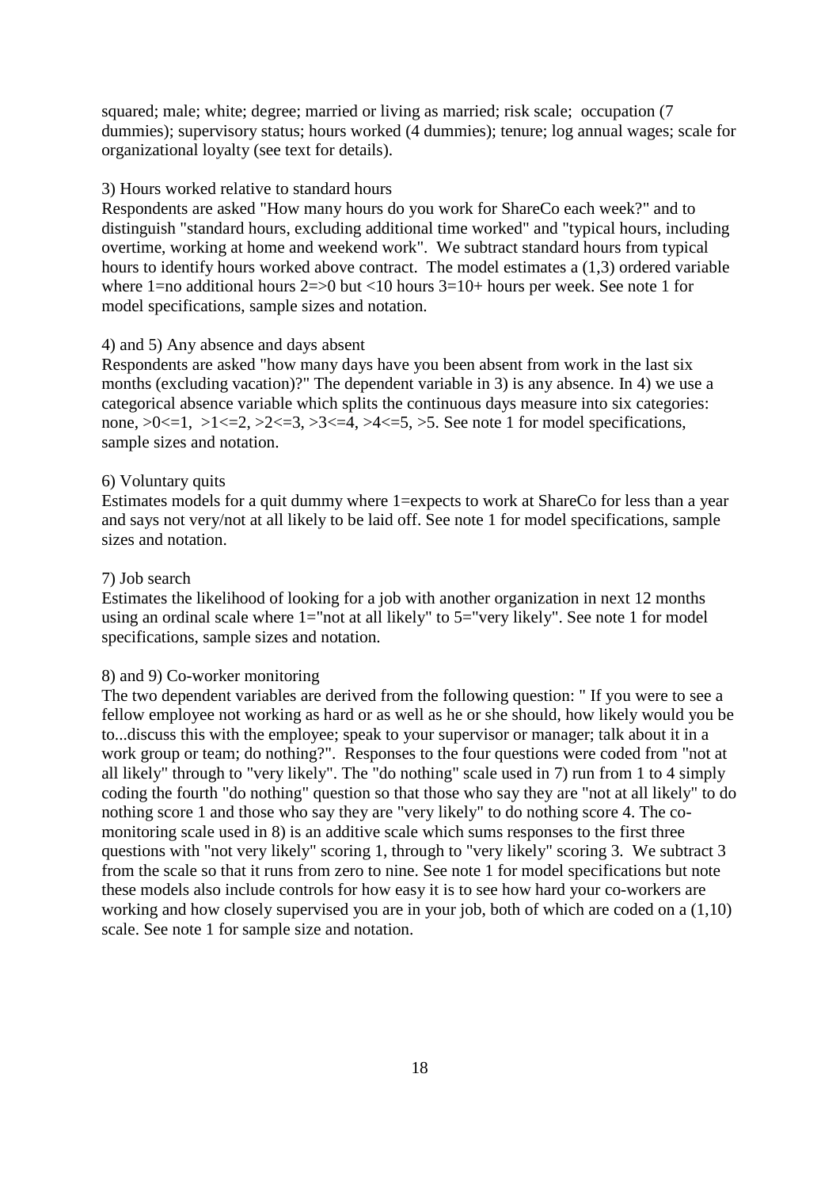squared; male; white; degree; married or living as married; risk scale; occupation (7 dummies); supervisory status; hours worked (4 dummies); tenure; log annual wages; scale for organizational loyalty (see text for details).

3) Hours worked relative to standard hours

Respondents are asked "How many hours do you work for ShareCo each week?" and to distinguish "standard hours, excluding additional time worked" and "typical hours, including overtime, working at home and weekend work". We subtract standard hours from typical hours to identify hours worked above contract. The model estimates a (1,3) ordered variable where 1=no additional hours 2=>0 but <10 hours 3=10+ hours per week. See note 1 for model specifications, sample sizes and notation.

4) and 5) Any absence and days absent

Respondents are asked "how many days have you been absent from work in the last six months (excluding vacation)?" The dependent variable in 3) is any absence. In 4) we use a categorical absence variable which splits the continuous days measure into six categories: none, >0<=1, >1<=2, >2<=3, >3<=4, >4<=5, >5. See note 1 for model specifications, sample sizes and notation.

6) Voluntary quits

Estimates models for a quit dummy where 1=expects to work at ShareCo for less than a year and says not very/not at all likely to be laid off. See note 1 for model specifications, sample sizes and notation.

7) Job search

Estimates the likelihood of looking for a job with another organization in next 12 months using an ordinal scale where 1="not at all likely" to 5="very likely". See note 1 for model specifications, sample sizes and notation.

8) and 9) Co-worker monitoring

The two dependent variables are derived from the following question: " If you were to see a fellow employee not working as hard or as well as he or she should, how likely would you be to...discuss this with the employee; speak to your supervisor or manager; talk about it in a work group or team; do nothing?". Responses to the four questions were coded from "not at all likely" through to "very likely". The "do nothing" scale used in 7) run from 1 to 4 simply coding the fourth "do nothing" question so that those who say they are "not at all likely" to do nothing score 1 and those who say they are "very likely" to do nothing score 4. The co-monitoring scale used in 8) is an additive scale which sums responses to the first three questions with "not very likely" scoring 1, through to "very likely" scoring 3. We subtract 3 from the scale so that it runs from zero to nine. See note 1 for model specifications but note these models also include controls for how easy it is to see how hard your co-workers are working and how closely supervised you are in your job, both of which are coded on a (1,10) scale. See note 1 for sample size and notation.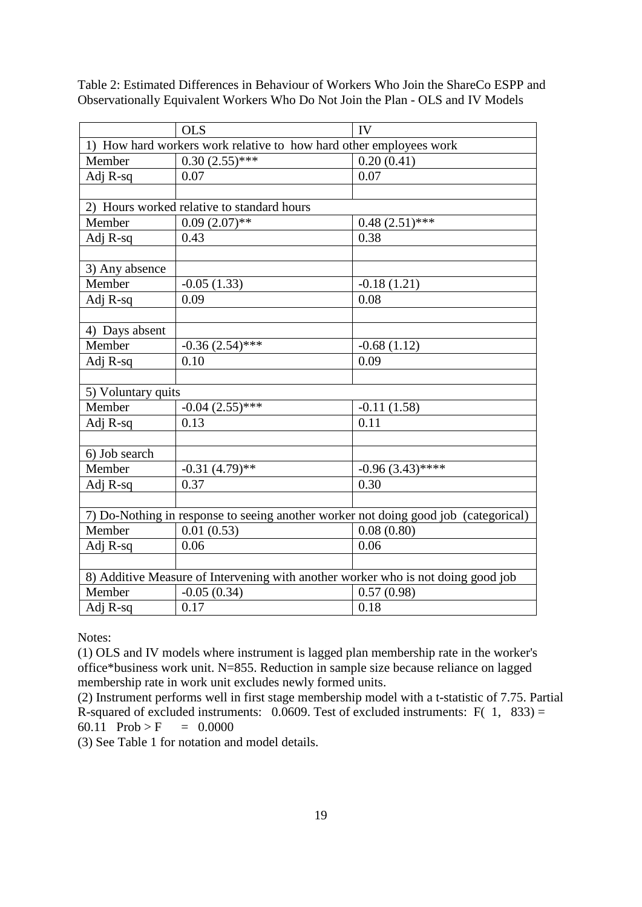Table 2: Estimated Differences in Behaviour of Workers Who Join the ShareCo ESPP and Observationally Equivalent Workers Who Do Not Join the Plan - OLS and IV Models

| | OLS | IV |
|---|---|---|
| 1) How hard workers work relative to how hard other employees work | | |
| Member | 0.30 (2.55)*** | 0.20 (0.41) |
| Adj R-sq | 0.07 | 0.07 |
| | | |
| 2) Hours worked relative to standard hours | | |
| Member | 0.09 (2.07)** | 0.48 (2.51)*** |
| Adj R-sq | 0.43 | 0.38 |
| | | |
| 3) Any absence | | |
| Member | -0.05 (1.33) | -0.18 (1.21) |
| Adj R-sq | 0.09 | 0.08 |
| | | |
| 4) Days absent | | |
| Member | -0.36 (2.54)*** | -0.68 (1.12) |
| Adj R-sq | 0.10 | 0.09 |
| | | |
| 5) Voluntary quits | | |
| Member | -0.04 (2.55)*** | -0.11 (1.58) |
| Adj R-sq | 0.13 | 0.11 |
| | | |
| 6) Job search | | |
| Member | -0.31 (4.79)** | -0.96 (3.43)**** |
| Adj R-sq | 0.37 | 0.30 |
| | | |
| 7) Do-Nothing in response to seeing another worker not doing good job (categorical) | | |
| Member | 0.01 (0.53) | 0.08 (0.80) |
| Adj R-sq | 0.06 | 0.06 |
| | | |
| 8) Additive Measure of Intervening with another worker who is not doing good job | | |
| Member | -0.05 (0.34) | 0.57 (0.98) |
| Adj R-sq | 0.17 | 0.18 |

Notes:

(1) OLS and IV models where instrument is lagged plan membership rate in the worker's office*business work unit. N=855. Reduction in sample size because reliance on lagged membership rate in work unit excludes newly formed units.

(2) Instrument performs well in first stage membership model with a t-statistic of 7.75. Partial R-squared of excluded instruments: 0.0609. Test of excluded instruments: $F(1, 833) = 60.11$ $Prob > F = 0.0000$

(3) See Table 1 for notation and model details.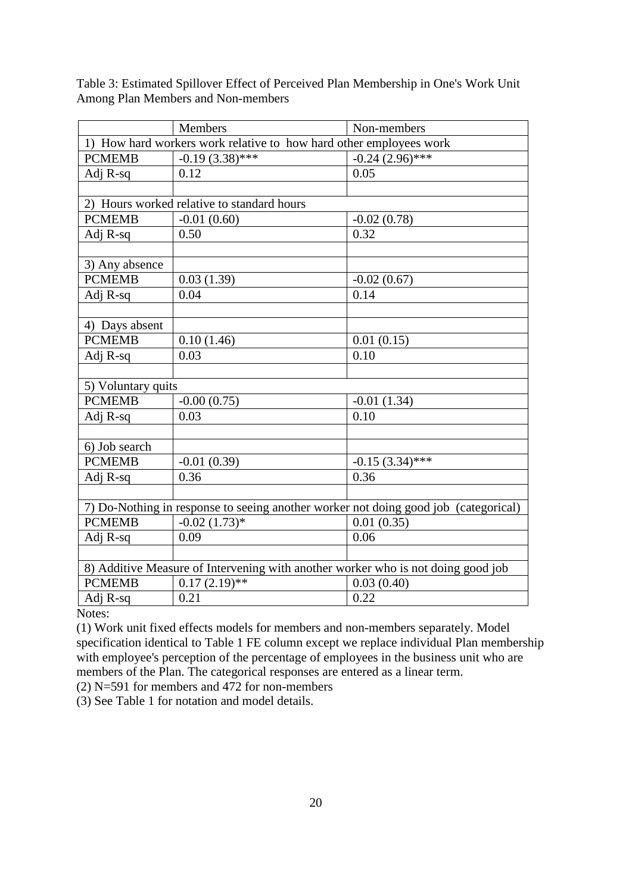Table 3: Estimated Spillover Effect of Perceived Plan Membership in One's Work Unit Among Plan Members and Non-members

| | Members | Non-members |
|---|---|---|
| 1) How hard workers work relative to how hard other employees work | | |
| PCMEMB | -0.19 (3.38)*** | -0.24 (2.96)*** |
| Adj R-sq | 0.12 | 0.05 |
| | | |
| 2) Hours worked relative to standard hours | | |
| PCMEMB | -0.01 (0.60) | -0.02 (0.78) |
| Adj R-sq | 0.50 | 0.32 |
| | | |
| 3) Any absence | | |
| PCMEMB | 0.03 (1.39) | -0.02 (0.67) |
| Adj R-sq | 0.04 | 0.14 |
| | | |
| 4) Days absent | | |
| PCMEMB | 0.10 (1.46) | 0.01 (0.15) |
| Adj R-sq | 0.03 | 0.10 |
| | | |
| 5) Voluntary quits | | |
| PCMEMB | -0.00 (0.75) | -0.01 (1.34) |
| Adj R-sq | 0.03 | 0.10 |
| | | |
| 6) Job search | | |
| PCMEMB | -0.01 (0.39) | -0.15 (3.34)*** |
| Adj R-sq | 0.36 | 0.36 |
| | | |
| 7) Do-Nothing in response to seeing another worker not doing good job (categorical) | | |
| PCMEMB | -0.02 (1.73)* | 0.01 (0.35) |
| Adj R-sq | 0.09 | 0.06 |
| | | |
| 8) Additive Measure of Intervening with another worker who is not doing good job | | |
| PCMEMB | 0.17 (2.19)** | 0.03 (0.40) |
| Adj R-sq | 0.21 | 0.22 |

Notes:

(1) Work unit fixed effects models for members and non-members separately. Model specification identical to Table 1 FE column except we replace individual Plan membership with employee's perception of the percentage of employees in the business unit who are members of the Plan. The categorical responses are entered as a linear term.

(2) N=591 for members and 472 for non-members

(3) See Table 1 for notation and model details.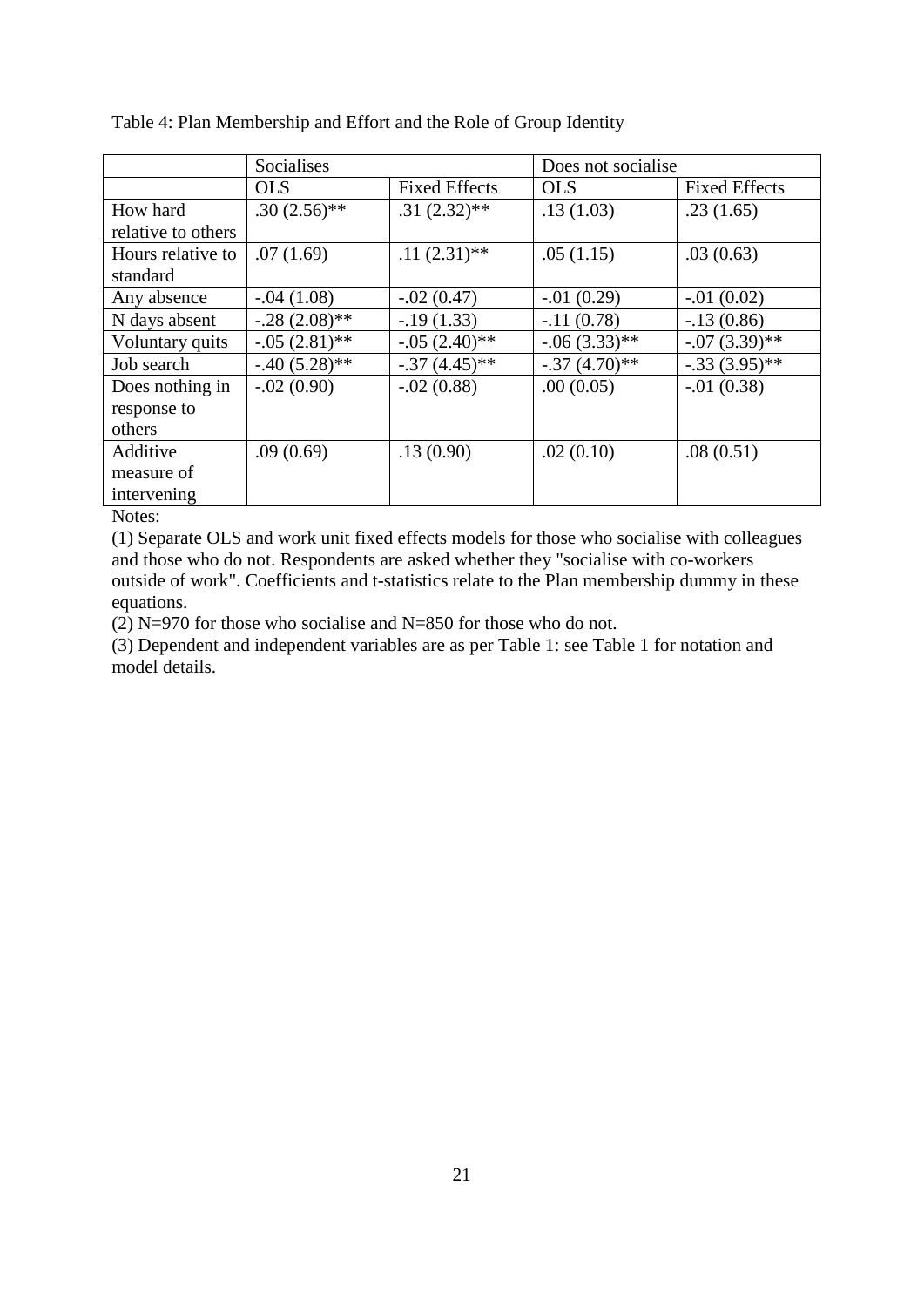Table 4: Plan Membership and Effort and the Role of Group Identity

| | Socialises | | Does not socialise | |
|---|---|---|---|---|
| | OLS | Fixed Effects | OLS | Fixed Effects |
| How hard relative to others | .30 (2.56)** | .31 (2.32)** | .13 (1.03) | .23 (1.65) |
| Hours relative to standard | .07 (1.69) | .11 (2.31)** | .05 (1.15) | .03 (0.63) |
| Any absence | -.04 (1.08) | -.02 (0.47) | -.01 (0.29) | -.01 (0.02) |
| N days absent | -.28 (2.08)** | -.19 (1.33) | -.11 (0.78) | -.13 (0.86) |
| Voluntary quits | -.05 (2.81)** | -.05 (2.40)** | -.06 (3.33)** | -.07 (3.39)** |
| Job search | -.40 (5.28)** | -.37 (4.45)** | -.37 (4.70)** | -.33 (3.95)** |
| Does nothing in response to others | -.02 (0.90) | -.02 (0.88) | .00 (0.05) | -.01 (0.38) |
| Additive measure of intervening | .09 (0.69) | .13 (0.90) | .02 (0.10) | .08 (0.51) |

Notes:

(1) Separate OLS and work unit fixed effects models for those who socialise with colleagues and those who do not. Respondents are asked whether they "socialise with co-workers outside of work". Coefficients and t-statistics relate to the Plan membership dummy in these equations.

(2) N=970 for those who socialise and N=850 for those who do not.

(3) Dependent and independent variables are as per Table 1: see Table 1 for notation and model details.